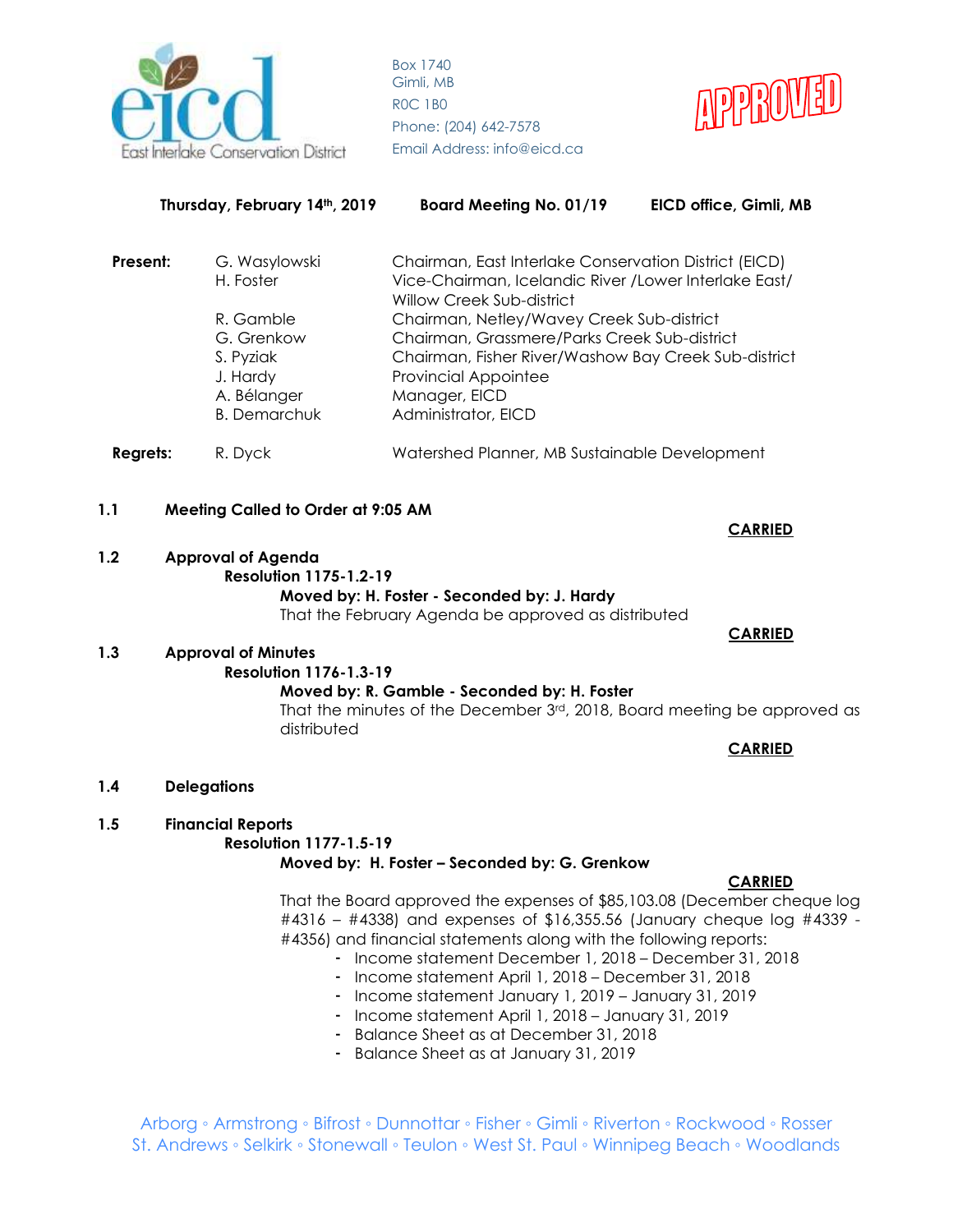East Interlake Conservation District

Box 1740
Gimli, MB
R0C 1B0
Phone: (204) 642-7578
Email Address: info@eicd.ca

APPROVED

**Thursday, February 14th, 2019 — Board Meeting No. 01/19 — EICD office, Gimli, MB**

| | | |
|---|---|---|
| **Present:** | G. Wasylowski | Chairman, East Interlake Conservation District (EICD) |
| | H. Foster | Vice-Chairman, Icelandic River /Lower Interlake East/ Willow Creek Sub-district |
| | R. Gamble | Chairman, Netley/Wavey Creek Sub-district |
| | G. Grenkow | Chairman, Grassmere/Parks Creek Sub-district |
| | S. Pyziak | Chairman, Fisher River/Washow Bay Creek Sub-district |
| | J. Hardy | Provincial Appointee |
| | A. Bélanger | Manager, EICD |
| | B. Demarchuk | Administrator, EICD |
| **Regrets:** | R. Dyck | Watershed Planner, MB Sustainable Development |

**1.1 Meeting Called to Order at 9:05 AM**

**CARRIED**

**1.2 Approval of Agenda**

**Resolution 1175-1.2-19**

**Moved by: H. Foster - Seconded by: J. Hardy**

That the February Agenda be approved as distributed

**CARRIED**

**1.3 Approval of Minutes**

**Resolution 1176-1.3-19**

**Moved by: R. Gamble - Seconded by: H. Foster**

That the minutes of the December 3rd, 2018, Board meeting be approved as distributed

**CARRIED**

**1.4 Delegations**

**1.5 Financial Reports**

**Resolution 1177-1.5-19**

**Moved by: H. Foster – Seconded by: G. Grenkow**

**CARRIED**

That the Board approved the expenses of $85,103.08 (December cheque log #4316 – #4338) and expenses of $16,355.56 (January cheque log #4339 - #4356) and financial statements along with the following reports:

- Income statement December 1, 2018 – December 31, 2018
- Income statement April 1, 2018 – December 31, 2018
- Income statement January 1, 2019 – January 31, 2019
- Income statement April 1, 2018 – January 31, 2019
- Balance Sheet as at December 31, 2018
- Balance Sheet as at January 31, 2019

Arborg ◦ Armstrong ◦ Bifrost ◦ Dunnottar ◦ Fisher ◦ Gimli ◦ Riverton ◦ Rockwood ◦ Rosser
St. Andrews ◦ Selkirk ◦ Stonewall ◦ Teulon ◦ West St. Paul ◦ Winnipeg Beach ◦ Woodlands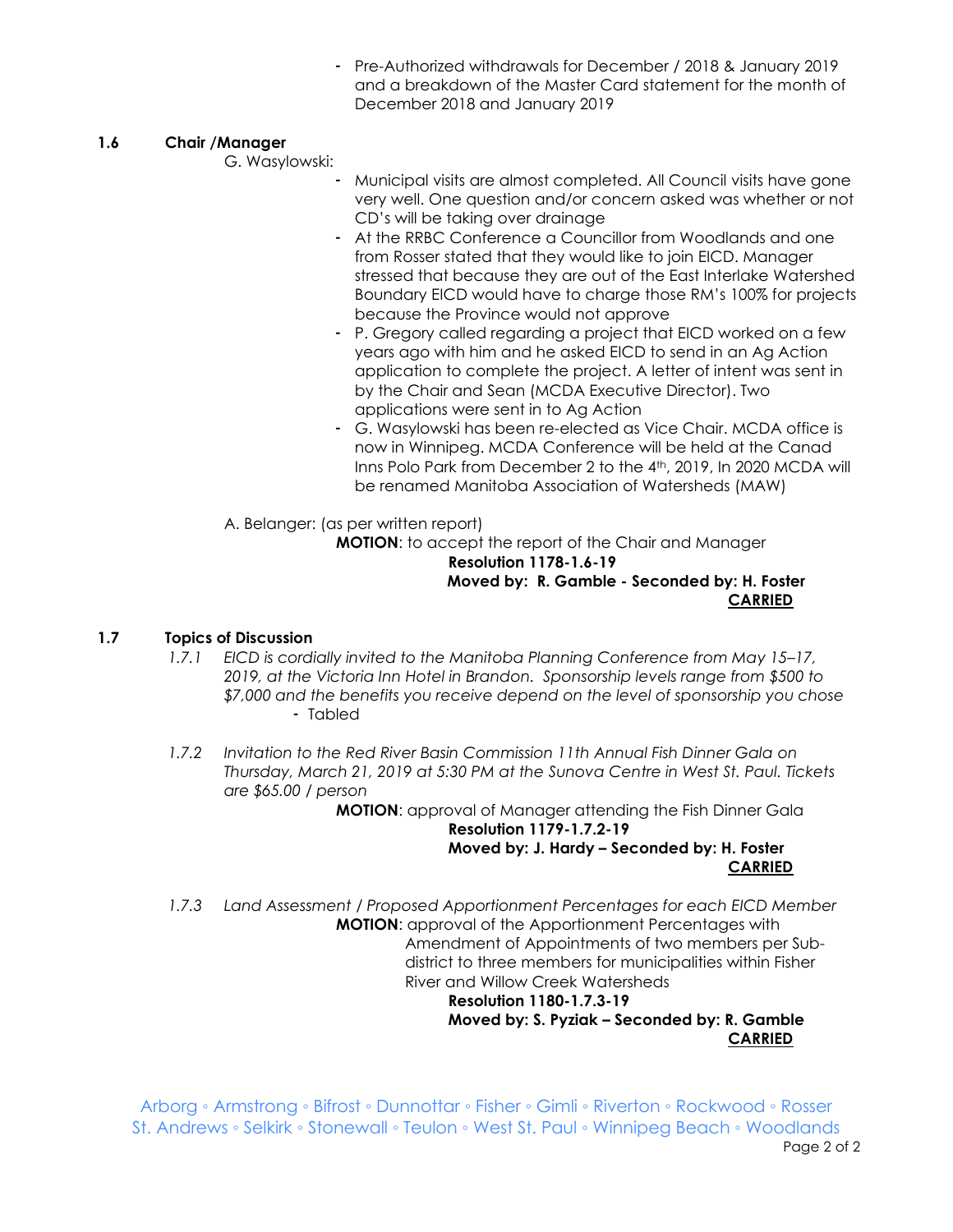- Pre-Authorized withdrawals for December / 2018 & January 2019 and a breakdown of the Master Card statement for the month of December 2018 and January 2019

### 1.6 Chair /Manager

G. Wasylowski:

- Municipal visits are almost completed. All Council visits have gone very well. One question and/or concern asked was whether or not CD's will be taking over drainage
- At the RRBC Conference a Councillor from Woodlands and one from Rosser stated that they would like to join EICD. Manager stressed that because they are out of the East Interlake Watershed Boundary EICD would have to charge those RM's 100% for projects because the Province would not approve
- P. Gregory called regarding a project that EICD worked on a few years ago with him and he asked EICD to send in an Ag Action application to complete the project. A letter of intent was sent in by the Chair and Sean (MCDA Executive Director). Two applications were sent in to Ag Action
- G. Wasylowski has been re-elected as Vice Chair. MCDA office is now in Winnipeg. MCDA Conference will be held at the Canad Inns Polo Park from December 2 to the 4th, 2019, In 2020 MCDA will be renamed Manitoba Association of Watersheds (MAW)

A. Belanger: (as per written report)

**MOTION**: to accept the report of the Chair and Manager

**Resolution 1178-1.6-19**

**Moved by: R. Gamble - Seconded by: H. Foster**

**CARRIED**

### 1.7 Topics of Discussion

*1.7.1 EICD is cordially invited to the Manitoba Planning Conference from May 15–17, 2019, at the Victoria Inn Hotel in Brandon. Sponsorship levels range from $500 to $7,000 and the benefits you receive depend on the level of sponsorship you chose*

- Tabled

*1.7.2 Invitation to the Red River Basin Commission 11th Annual Fish Dinner Gala on Thursday, March 21, 2019 at 5:30 PM at the Sunova Centre in West St. Paul. Tickets are $65.00 / person*

**MOTION**: approval of Manager attending the Fish Dinner Gala

**Resolution 1179-1.7.2-19**

**Moved by: J. Hardy – Seconded by: H. Foster**

**CARRIED**

*1.7.3 Land Assessment / Proposed Apportionment Percentages for each EICD Member*

**MOTION**: approval of the Apportionment Percentages with Amendment of Appointments of two members per Sub-district to three members for municipalities within Fisher River and Willow Creek Watersheds

**Resolution 1180-1.7.3-19**

**Moved by: S. Pyziak – Seconded by: R. Gamble**

**CARRIED**

Arborg ◦ Armstrong ◦ Bifrost ◦ Dunnottar ◦ Fisher ◦ Gimli ◦ Riverton ◦ Rockwood ◦ Rosser
St. Andrews ◦ Selkirk ◦ Stonewall ◦ Teulon ◦ West St. Paul ◦ Winnipeg Beach ◦ Woodlands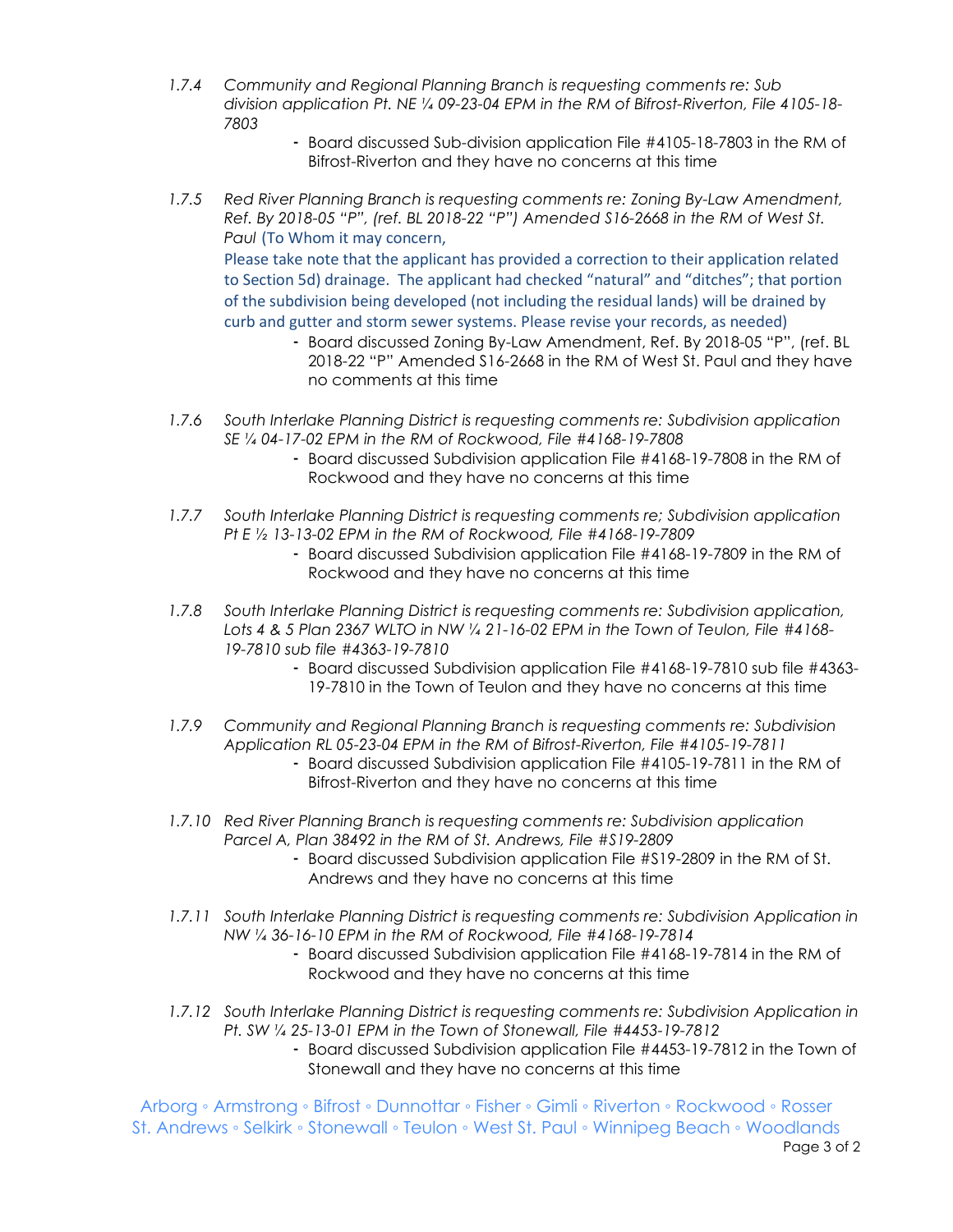1.7.4 *Community and Regional Planning Branch is requesting comments re: Sub division application Pt. NE ¼ 09-23-04 EPM in the RM of Bifrost-Riverton, File 4105-18-7803*

- Board discussed Sub-division application File #4105-18-7803 in the RM of Bifrost-Riverton and they have no concerns at this time

1.7.5 *Red River Planning Branch is requesting comments re: Zoning By-Law Amendment, Ref. By 2018-05 "P", (ref. BL 2018-22 "P") Amended S16-2668 in the RM of West St. Paul* (To Whom it may concern,

Please take note that the applicant has provided a correction to their application related to Section 5d) drainage. The applicant had checked "natural" and "ditches"; that portion of the subdivision being developed (not including the residual lands) will be drained by curb and gutter and storm sewer systems. Please revise your records, as needed)

- Board discussed Zoning By-Law Amendment, Ref. By 2018-05 "P", (ref. BL 2018-22 "P" Amended S16-2668 in the RM of West St. Paul and they have no comments at this time

1.7.6 *South Interlake Planning District is requesting comments re: Subdivision application SE ¼ 04-17-02 EPM in the RM of Rockwood, File #4168-19-7808*

- Board discussed Subdivision application File #4168-19-7808 in the RM of Rockwood and they have no concerns at this time

1.7.7 *South Interlake Planning District is requesting comments re; Subdivision application Pt E ½ 13-13-02 EPM in the RM of Rockwood, File #4168-19-7809*

- Board discussed Subdivision application File #4168-19-7809 in the RM of Rockwood and they have no concerns at this time

1.7.8 *South Interlake Planning District is requesting comments re: Subdivision application, Lots 4 & 5 Plan 2367 WLTO in NW ¼ 21-16-02 EPM in the Town of Teulon, File #4168-19-7810 sub file #4363-19-7810*

- Board discussed Subdivision application File #4168-19-7810 sub file #4363-19-7810 in the Town of Teulon and they have no concerns at this time

1.7.9 *Community and Regional Planning Branch is requesting comments re: Subdivision Application RL 05-23-04 EPM in the RM of Bifrost-Riverton, File #4105-19-7811*

- Board discussed Subdivision application File #4105-19-7811 in the RM of Bifrost-Riverton and they have no concerns at this time

1.7.10 *Red River Planning Branch is requesting comments re: Subdivision application Parcel A, Plan 38492 in the RM of St. Andrews, File #S19-2809*

- Board discussed Subdivision application File #S19-2809 in the RM of St. Andrews and they have no concerns at this time

1.7.11 *South Interlake Planning District is requesting comments re: Subdivision Application in NW ¼ 36-16-10 EPM in the RM of Rockwood, File #4168-19-7814*

- Board discussed Subdivision application File #4168-19-7814 in the RM of Rockwood and they have no concerns at this time

1.7.12 *South Interlake Planning District is requesting comments re: Subdivision Application in Pt. SW ¼ 25-13-01 EPM in the Town of Stonewall, File #4453-19-7812*

- Board discussed Subdivision application File #4453-19-7812 in the Town of Stonewall and they have no concerns at this time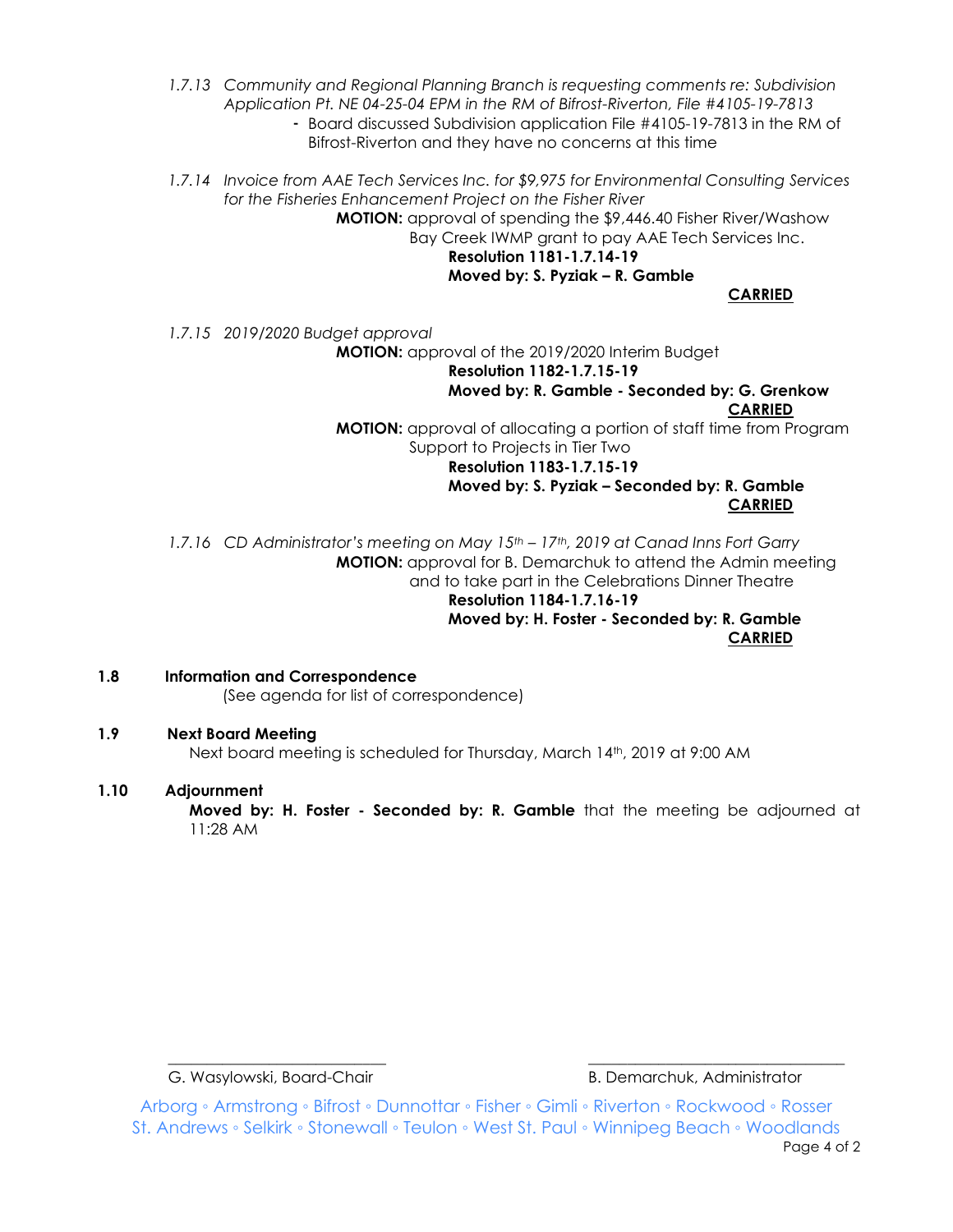*1.7.13 Community and Regional Planning Branch is requesting comments re: Subdivision Application Pt. NE 04-25-04 EPM in the RM of Bifrost-Riverton, File #4105-19-7813*

- Board discussed Subdivision application File #4105-19-7813 in the RM of Bifrost-Riverton and they have no concerns at this time

*1.7.14 Invoice from AAE Tech Services Inc. for $9,975 for Environmental Consulting Services for the Fisheries Enhancement Project on the Fisher River*

**MOTION:** approval of spending the $9,446.40 Fisher River/Washow Bay Creek IWMP grant to pay AAE Tech Services Inc.

**Resolution 1181-1.7.14-19**

**Moved by: S. Pyziak – R. Gamble**

**CARRIED**

*1.7.15 2019/2020 Budget approval*

**MOTION:** approval of the 2019/2020 Interim Budget

**Resolution 1182-1.7.15-19**

**Moved by: R. Gamble - Seconded by: G. Grenkow**

**CARRIED**

**MOTION:** approval of allocating a portion of staff time from Program Support to Projects in Tier Two

**Resolution 1183-1.7.15-19**

**Moved by: S. Pyziak – Seconded by: R. Gamble**

**CARRIED**

*1.7.16 CD Administrator's meeting on May 15th – 17th, 2019 at Canad Inns Fort Garry*

**MOTION:** approval for B. Demarchuk to attend the Admin meeting and to take part in the Celebrations Dinner Theatre

**Resolution 1184-1.7.16-19**

**Moved by: H. Foster - Seconded by: R. Gamble**

**CARRIED**

**1.8 Information and Correspondence**

(See agenda for list of correspondence)

**1.9 Next Board Meeting**

Next board meeting is scheduled for Thursday, March 14th, 2019 at 9:00 AM

**1.10 Adjournment**

**Moved by: H. Foster - Seconded by: R. Gamble** that the meeting be adjourned at 11:28 AM

\_\_\_\_\_\_\_\_\_\_\_\_\_\_\_\_\_\_\_\_\_\_\_\_\_\_\_\_
G. Wasylowski, Board-Chair

\_\_\_\_\_\_\_\_\_\_\_\_\_\_\_\_\_\_\_\_\_\_\_\_\_\_\_\_
B. Demarchuk, Administrator

Arborg ◦ Armstrong ◦ Bifrost ◦ Dunnottar ◦ Fisher ◦ Gimli ◦ Riverton ◦ Rockwood ◦ Rosser
St. Andrews ◦ Selkirk ◦ Stonewall ◦ Teulon ◦ West St. Paul ◦ Winnipeg Beach ◦ Woodlands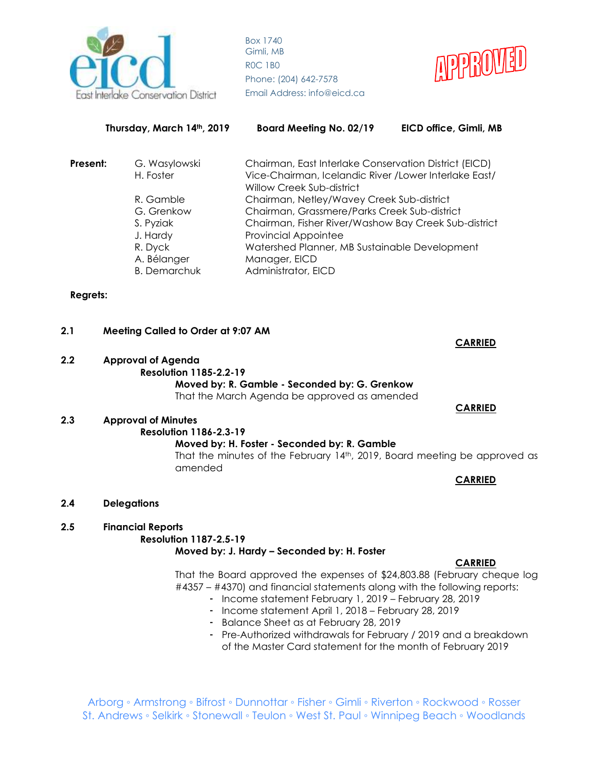Box 1740
Gimli, MB
R0C 1B0
Phone: (204) 642-7578
Email Address: info@eicd.ca

APPROVED

**Thursday, March 14th, 2019** **Board Meeting No. 02/19** **EICD office, Gimli, MB**

**Present:**

| | |
|---|---|
| G. Wasylowski | Chairman, East Interlake Conservation District (EICD) |
| H. Foster | Vice-Chairman, Icelandic River /Lower Interlake East/ Willow Creek Sub-district |
| R. Gamble | Chairman, Netley/Wavey Creek Sub-district |
| G. Grenkow | Chairman, Grassmere/Parks Creek Sub-district |
| S. Pyziak | Chairman, Fisher River/Washow Bay Creek Sub-district |
| J. Hardy | Provincial Appointee |
| R. Dyck | Watershed Planner, MB Sustainable Development |
| A. Bélanger | Manager, EICD |
| B. Demarchuk | Administrator, EICD |

**Regrets:**

**2.1 Meeting Called to Order at 9:07 AM**

**CARRIED**

**2.2 Approval of Agenda**

**Resolution 1185-2.2-19**

**Moved by: R. Gamble - Seconded by: G. Grenkow**

That the March Agenda be approved as amended

**CARRIED**

**2.3 Approval of Minutes**

**Resolution 1186-2.3-19**

**Moved by: H. Foster - Seconded by: R. Gamble**

That the minutes of the February 14th, 2019, Board meeting be approved as amended

**CARRIED**

**2.4 Delegations**

**2.5 Financial Reports**

**Resolution 1187-2.5-19**

**Moved by: J. Hardy – Seconded by: H. Foster**

**CARRIED**

That the Board approved the expenses of $24,803.88 (February cheque log #4357 – #4370) and financial statements along with the following reports:

- Income statement February 1, 2019 – February 28, 2019
- Income statement April 1, 2018 – February 28, 2019
- Balance Sheet as at February 28, 2019
- Pre-Authorized withdrawals for February / 2019 and a breakdown of the Master Card statement for the month of February 2019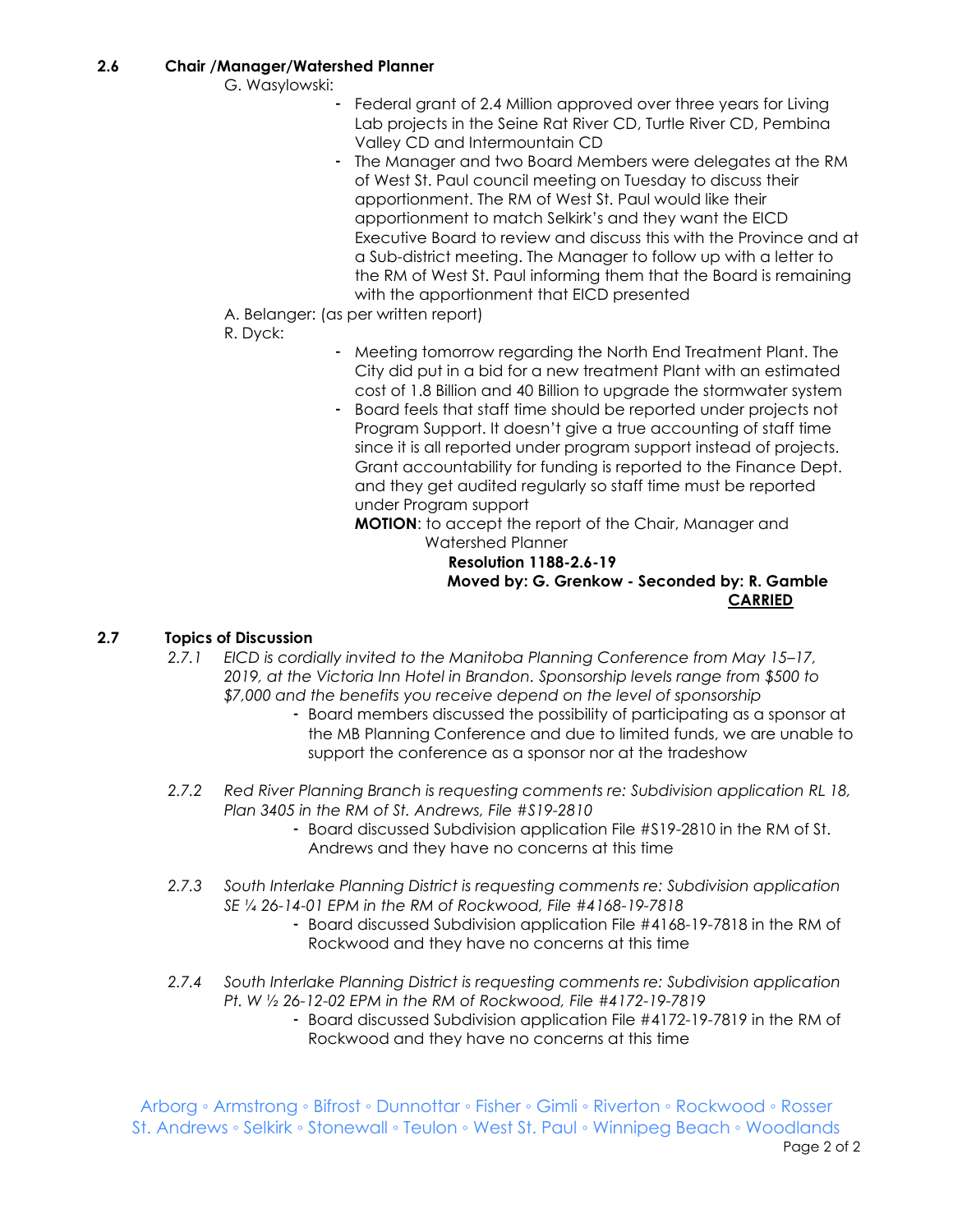## 2.6 Chair /Manager/Watershed Planner

G. Wasylowski:

- Federal grant of 2.4 Million approved over three years for Living Lab projects in the Seine Rat River CD, Turtle River CD, Pembina Valley CD and Intermountain CD
- The Manager and two Board Members were delegates at the RM of West St. Paul council meeting on Tuesday to discuss their apportionment. The RM of West St. Paul would like their apportionment to match Selkirk's and they want the EICD Executive Board to review and discuss this with the Province and at a Sub-district meeting. The Manager to follow up with a letter to the RM of West St. Paul informing them that the Board is remaining with the apportionment that EICD presented

A. Belanger: (as per written report)

R. Dyck:

- Meeting tomorrow regarding the North End Treatment Plant. The City did put in a bid for a new treatment Plant with an estimated cost of 1.8 Billion and 40 Billion to upgrade the stormwater system
- Board feels that staff time should be reported under projects not Program Support. It doesn't give a true accounting of staff time since it is all reported under program support instead of projects. Grant accountability for funding is reported to the Finance Dept. and they get audited regularly so staff time must be reported under Program support

**MOTION**: to accept the report of the Chair, Manager and Watershed Planner

**Resolution 1188-2.6-19**
**Moved by: G. Grenkow - Seconded by: R. Gamble**
**CARRIED**

## 2.7 Topics of Discussion

*2.7.1 EICD is cordially invited to the Manitoba Planning Conference from May 15–17, 2019, at the Victoria Inn Hotel in Brandon. Sponsorship levels range from $500 to $7,000 and the benefits you receive depend on the level of sponsorship*

- Board members discussed the possibility of participating as a sponsor at the MB Planning Conference and due to limited funds, we are unable to support the conference as a sponsor nor at the tradeshow

*2.7.2 Red River Planning Branch is requesting comments re: Subdivision application RL 18, Plan 3405 in the RM of St. Andrews, File #S19-2810*

- Board discussed Subdivision application File #S19-2810 in the RM of St. Andrews and they have no concerns at this time

*2.7.3 South Interlake Planning District is requesting comments re: Subdivision application SE ¼ 26-14-01 EPM in the RM of Rockwood, File #4168-19-7818*

- Board discussed Subdivision application File #4168-19-7818 in the RM of Rockwood and they have no concerns at this time

*2.7.4 South Interlake Planning District is requesting comments re: Subdivision application Pt. W ½ 26-12-02 EPM in the RM of Rockwood, File #4172-19-7819*

- Board discussed Subdivision application File #4172-19-7819 in the RM of Rockwood and they have no concerns at this time

Arborg ◦ Armstrong ◦ Bifrost ◦ Dunnottar ◦ Fisher ◦ Gimli ◦ Riverton ◦ Rockwood ◦ Rosser
St. Andrews ◦ Selkirk ◦ Stonewall ◦ Teulon ◦ West St. Paul ◦ Winnipeg Beach ◦ Woodlands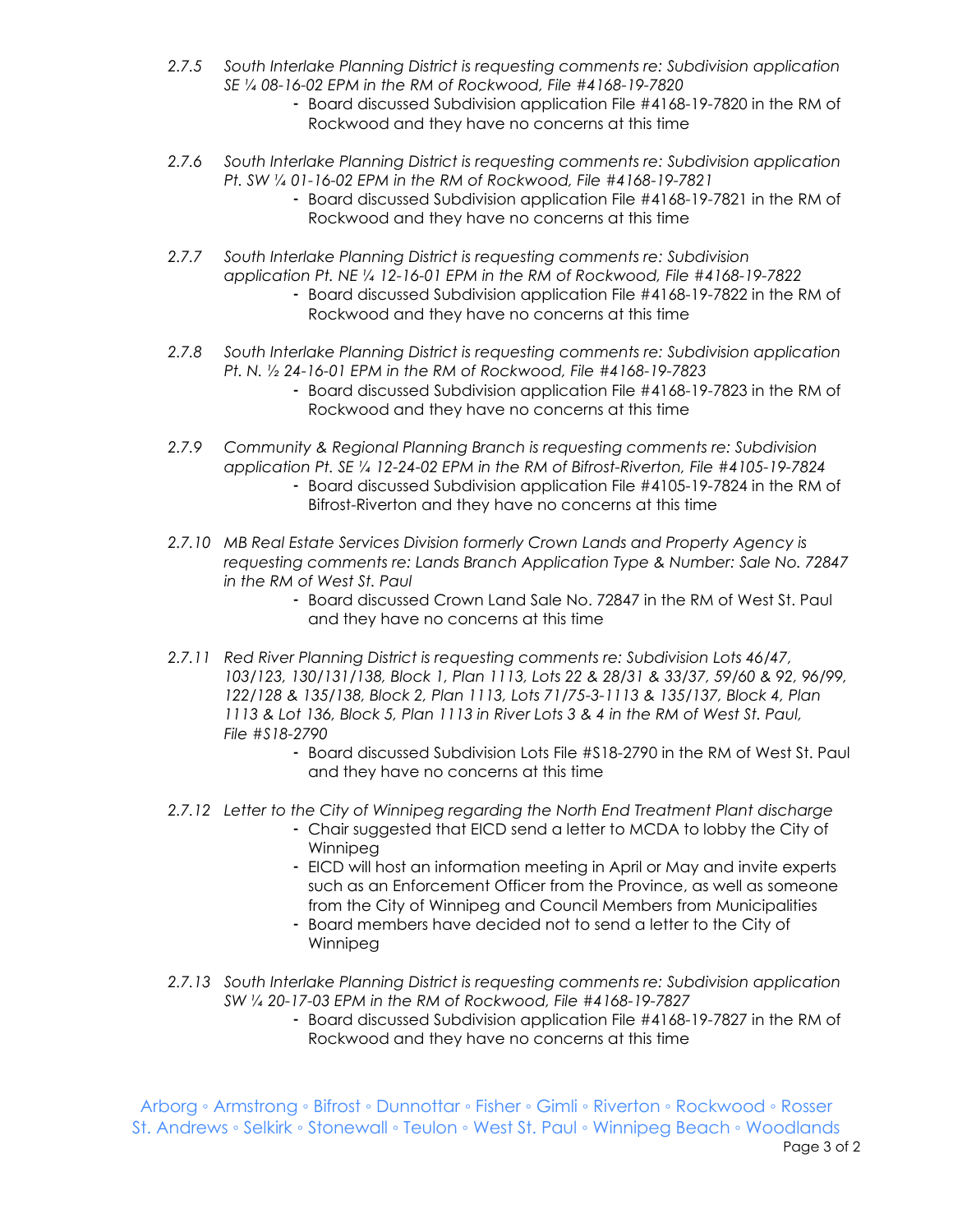*2.7.5 South Interlake Planning District is requesting comments re: Subdivision application SE ¼ 08-16-02 EPM in the RM of Rockwood, File #4168-19-7820*

- Board discussed Subdivision application File #4168-19-7820 in the RM of Rockwood and they have no concerns at this time

*2.7.6 South Interlake Planning District is requesting comments re: Subdivision application Pt. SW ¼ 01-16-02 EPM in the RM of Rockwood, File #4168-19-7821*

- Board discussed Subdivision application File #4168-19-7821 in the RM of Rockwood and they have no concerns at this time

*2.7.7 South Interlake Planning District is requesting comments re: Subdivision application Pt. NE ¼ 12-16-01 EPM in the RM of Rockwood, File #4168-19-7822*

- Board discussed Subdivision application File #4168-19-7822 in the RM of Rockwood and they have no concerns at this time

*2.7.8 South Interlake Planning District is requesting comments re: Subdivision application Pt. N. ½ 24-16-01 EPM in the RM of Rockwood, File #4168-19-7823*

- Board discussed Subdivision application File #4168-19-7823 in the RM of Rockwood and they have no concerns at this time

*2.7.9 Community & Regional Planning Branch is requesting comments re: Subdivision application Pt. SE ¼ 12-24-02 EPM in the RM of Bifrost-Riverton, File #4105-19-7824*

- Board discussed Subdivision application File #4105-19-7824 in the RM of Bifrost-Riverton and they have no concerns at this time

*2.7.10 MB Real Estate Services Division formerly Crown Lands and Property Agency is requesting comments re: Lands Branch Application Type & Number: Sale No. 72847 in the RM of West St. Paul*

- Board discussed Crown Land Sale No. 72847 in the RM of West St. Paul and they have no concerns at this time

*2.7.11 Red River Planning District is requesting comments re: Subdivision Lots 46/47, 103/123, 130/131/138, Block 1, Plan 1113, Lots 22 & 28/31 & 33/37, 59/60 & 92, 96/99, 122/128 & 135/138, Block 2, Plan 1113, Lots 71/75-3-1113 & 135/137, Block 4, Plan 1113 & Lot 136, Block 5, Plan 1113 in River Lots 3 & 4 in the RM of West St. Paul, File #S18-2790*

- Board discussed Subdivision Lots File #S18-2790 in the RM of West St. Paul and they have no concerns at this time

*2.7.12 Letter to the City of Winnipeg regarding the North End Treatment Plant discharge*

- Chair suggested that EICD send a letter to MCDA to lobby the City of Winnipeg
- EICD will host an information meeting in April or May and invite experts such as an Enforcement Officer from the Province, as well as someone from the City of Winnipeg and Council Members from Municipalities
- Board members have decided not to send a letter to the City of Winnipeg

*2.7.13 South Interlake Planning District is requesting comments re: Subdivision application SW ¼ 20-17-03 EPM in the RM of Rockwood, File #4168-19-7827*

- Board discussed Subdivision application File #4168-19-7827 in the RM of Rockwood and they have no concerns at this time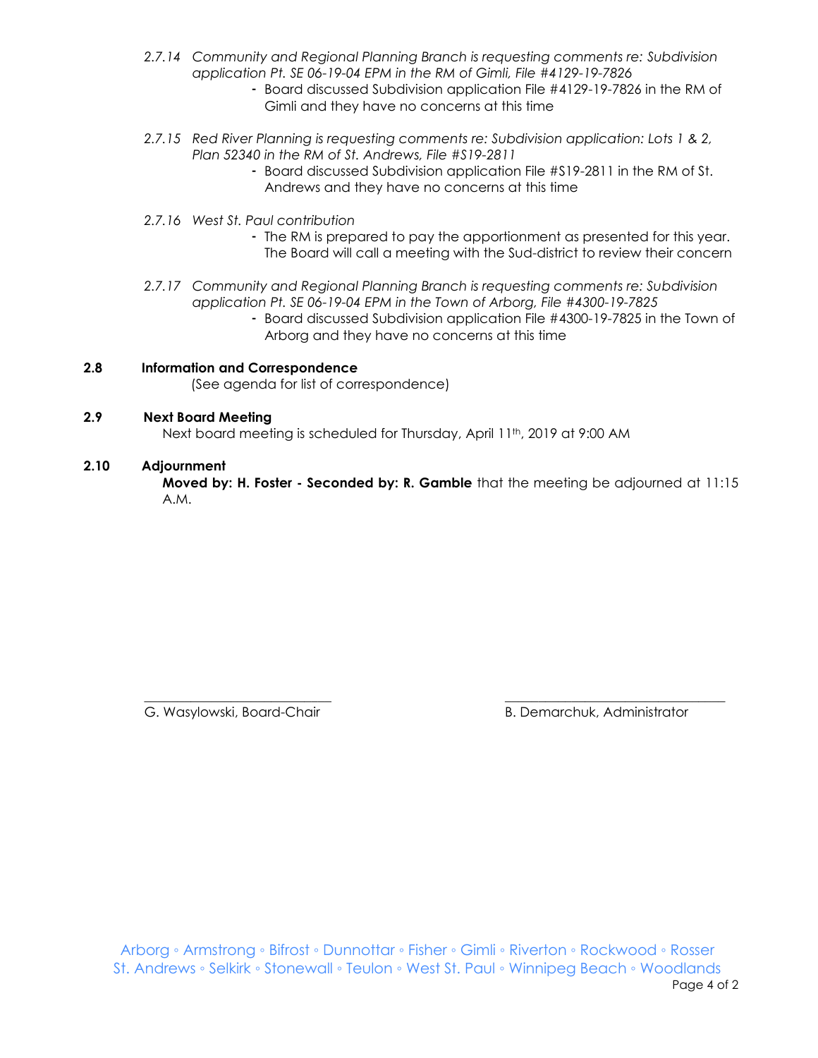*2.7.14 Community and Regional Planning Branch is requesting comments re: Subdivision application Pt. SE 06-19-04 EPM in the RM of Gimli, File #4129-19-7826*

- Board discussed Subdivision application File #4129-19-7826 in the RM of Gimli and they have no concerns at this time

*2.7.15 Red River Planning is requesting comments re: Subdivision application: Lots 1 & 2, Plan 52340 in the RM of St. Andrews, File #S19-2811*

- Board discussed Subdivision application File #S19-2811 in the RM of St. Andrews and they have no concerns at this time

*2.7.16 West St. Paul contribution*

- The RM is prepared to pay the apportionment as presented for this year. The Board will call a meeting with the Sud-district to review their concern

*2.7.17 Community and Regional Planning Branch is requesting comments re: Subdivision application Pt. SE 06-19-04 EPM in the Town of Arborg, File #4300-19-7825*

- Board discussed Subdivision application File #4300-19-7825 in the Town of Arborg and they have no concerns at this time

**2.8 Information and Correspondence**

(See agenda for list of correspondence)

**2.9 Next Board Meeting**

Next board meeting is scheduled for Thursday, April 11th, 2019 at 9:00 AM

**2.10 Adjournment**

**Moved by: H. Foster - Seconded by: R. Gamble** that the meeting be adjourned at 11:15 A.M.

\_\_\_\_\_\_\_\_\_\_\_\_\_\_\_\_\_\_\_\_\_\_\_\_\_\_\_\_

G. Wasylowski, Board-Chair

\_\_\_\_\_\_\_\_\_\_\_\_\_\_\_\_\_\_\_\_\_\_\_\_\_\_\_\_

B. Demarchuk, Administrator

Arborg ◦ Armstrong ◦ Bifrost ◦ Dunnottar ◦ Fisher ◦ Gimli ◦ Riverton ◦ Rockwood ◦ Rosser
St. Andrews ◦ Selkirk ◦ Stonewall ◦ Teulon ◦ West St. Paul ◦ Winnipeg Beach ◦ Woodlands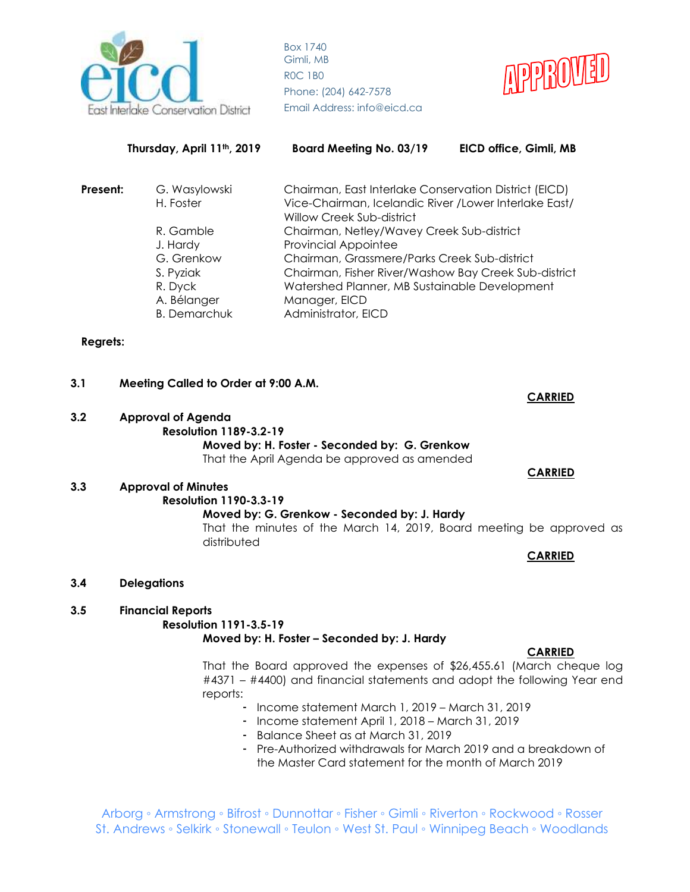East Interlake Conservation District

Box 1740
Gimli, MB
R0C 1B0
Phone: (204) 642-7578
Email Address: info@eicd.ca

APPROVED

**Thursday, April 11th, 2019** **Board Meeting No. 03/19** **EICD office, Gimli, MB**

**Present:**

| | |
|---|---|
| G. Wasylowski | Chairman, East Interlake Conservation District (EICD) |
| H. Foster | Vice-Chairman, Icelandic River /Lower Interlake East/ Willow Creek Sub-district |
| R. Gamble | Chairman, Netley/Wavey Creek Sub-district |
| J. Hardy | Provincial Appointee |
| G. Grenkow | Chairman, Grassmere/Parks Creek Sub-district |
| S. Pyziak | Chairman, Fisher River/Washow Bay Creek Sub-district |
| R. Dyck | Watershed Planner, MB Sustainable Development |
| A. Bélanger | Manager, EICD |
| B. Demarchuk | Administrator, EICD |

**Regrets:**

**3.1 Meeting Called to Order at 9:00 A.M.**

**CARRIED**

**3.2 Approval of Agenda**

**Resolution 1189-3.2-19**

**Moved by: H. Foster - Seconded by: G. Grenkow**

That the April Agenda be approved as amended

**CARRIED**

**3.3 Approval of Minutes**

**Resolution 1190-3.3-19**

**Moved by: G. Grenkow - Seconded by: J. Hardy**

That the minutes of the March 14, 2019, Board meeting be approved as distributed

**CARRIED**

**3.4 Delegations**

**3.5 Financial Reports**

**Resolution 1191-3.5-19**

**Moved by: H. Foster – Seconded by: J. Hardy**

**CARRIED**

That the Board approved the expenses of $26,455.61 (March cheque log #4371 – #4400) and financial statements and adopt the following Year end reports:

- Income statement March 1, 2019 – March 31, 2019
- Income statement April 1, 2018 – March 31, 2019
- Balance Sheet as at March 31, 2019
- Pre-Authorized withdrawals for March 2019 and a breakdown of the Master Card statement for the month of March 2019

Arborg ◦ Armstrong ◦ Bifrost ◦ Dunnottar ◦ Fisher ◦ Gimli ◦ Riverton ◦ Rockwood ◦ Rosser
St. Andrews ◦ Selkirk ◦ Stonewall ◦ Teulon ◦ West St. Paul ◦ Winnipeg Beach ◦ Woodlands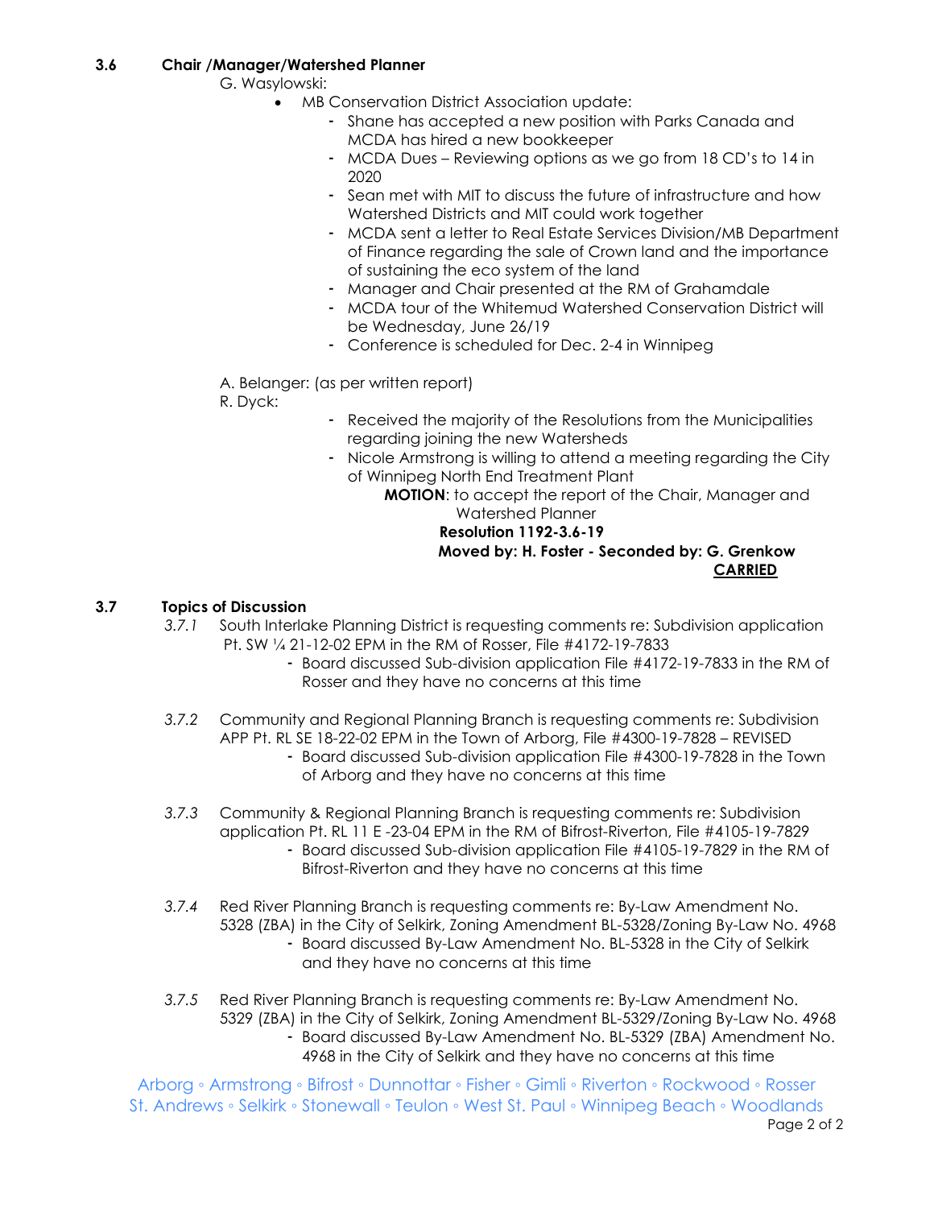### 3.6 Chair /Manager/Watershed Planner

G. Wasylowski:

- MB Conservation District Association update:
  - Shane has accepted a new position with Parks Canada and MCDA has hired a new bookkeeper
  - MCDA Dues – Reviewing options as we go from 18 CD's to 14 in 2020
  - Sean met with MIT to discuss the future of infrastructure and how Watershed Districts and MIT could work together
  - MCDA sent a letter to Real Estate Services Division/MB Department of Finance regarding the sale of Crown land and the importance of sustaining the eco system of the land
  - Manager and Chair presented at the RM of Grahamdale
  - MCDA tour of the Whitemud Watershed Conservation District will be Wednesday, June 26/19
  - Conference is scheduled for Dec. 2-4 in Winnipeg

A. Belanger: (as per written report)

R. Dyck:

- Received the majority of the Resolutions from the Municipalities regarding joining the new Watersheds
- Nicole Armstrong is willing to attend a meeting regarding the City of Winnipeg North End Treatment Plant

**MOTION**: to accept the report of the Chair, Manager and Watershed Planner

**Resolution 1192-3.6-19**

**Moved by: H. Foster - Seconded by: G. Grenkow**

**CARRIED**

### 3.7 Topics of Discussion

*3.7.1* South Interlake Planning District is requesting comments re: Subdivision application Pt. SW ¼ 21-12-02 EPM in the RM of Rosser, File #4172-19-7833

- Board discussed Sub-division application File #4172-19-7833 in the RM of Rosser and they have no concerns at this time

*3.7.2* Community and Regional Planning Branch is requesting comments re: Subdivision APP Pt. RL SE 18-22-02 EPM in the Town of Arborg, File #4300-19-7828 – REVISED

- Board discussed Sub-division application File #4300-19-7828 in the Town of Arborg and they have no concerns at this time

*3.7.3* Community & Regional Planning Branch is requesting comments re: Subdivision application Pt. RL 11 E -23-04 EPM in the RM of Bifrost-Riverton, File #4105-19-7829

- Board discussed Sub-division application File #4105-19-7829 in the RM of Bifrost-Riverton and they have no concerns at this time

*3.7.4* Red River Planning Branch is requesting comments re: By-Law Amendment No. 5328 (ZBA) in the City of Selkirk, Zoning Amendment BL-5328/Zoning By-Law No. 4968

- Board discussed By-Law Amendment No. BL-5328 in the City of Selkirk and they have no concerns at this time

*3.7.5* Red River Planning Branch is requesting comments re: By-Law Amendment No. 5329 (ZBA) in the City of Selkirk, Zoning Amendment BL-5329/Zoning By-Law No. 4968

- Board discussed By-Law Amendment No. BL-5329 (ZBA) Amendment No. 4968 in the City of Selkirk and they have no concerns at this time

Arborg ◦ Armstrong ◦ Bifrost ◦ Dunnottar ◦ Fisher ◦ Gimli ◦ Riverton ◦ Rockwood ◦ Rosser
St. Andrews ◦ Selkirk ◦ Stonewall ◦ Teulon ◦ West St. Paul ◦ Winnipeg Beach ◦ Woodlands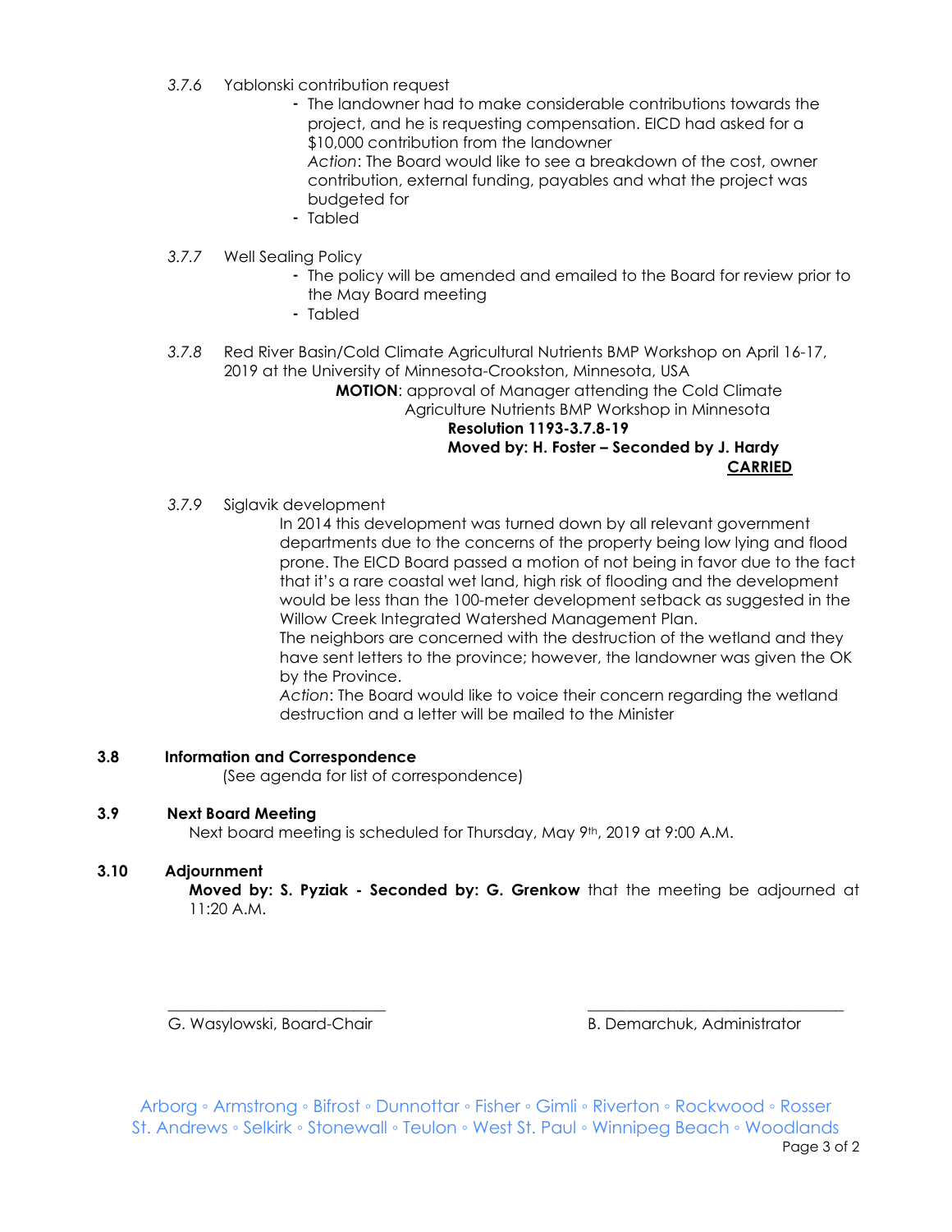*3.7.6* Yablonski contribution request

- The landowner had to make considerable contributions towards the project, and he is requesting compensation. EICD had asked for a $10,000 contribution from the landowner
  *Action*: The Board would like to see a breakdown of the cost, owner contribution, external funding, payables and what the project was budgeted for
- Tabled

*3.7.7* Well Sealing Policy

- The policy will be amended and emailed to the Board for review prior to the May Board meeting
- Tabled

*3.7.8* Red River Basin/Cold Climate Agricultural Nutrients BMP Workshop on April 16-17, 2019 at the University of Minnesota-Crookston, Minnesota, USA

**MOTION**: approval of Manager attending the Cold Climate Agriculture Nutrients BMP Workshop in Minnesota

**Resolution 1193-3.7.8-19**
**Moved by: H. Foster – Seconded by J. Hardy**
**CARRIED**

*3.7.9* Siglavik development

In 2014 this development was turned down by all relevant government departments due to the concerns of the property being low lying and flood prone. The EICD Board passed a motion of not being in favor due to the fact that it's a rare coastal wet land, high risk of flooding and the development would be less than the 100-meter development setback as suggested in the Willow Creek Integrated Watershed Management Plan.
The neighbors are concerned with the destruction of the wetland and they have sent letters to the province; however, the landowner was given the OK by the Province.
*Action*: The Board would like to voice their concern regarding the wetland destruction and a letter will be mailed to the Minister

**3.8 Information and Correspondence**

(See agenda for list of correspondence)

**3.9 Next Board Meeting**

Next board meeting is scheduled for Thursday, May 9th, 2019 at 9:00 A.M.

**3.10 Adjournment**

**Moved by: S. Pyziak - Seconded by: G. Grenkow** that the meeting be adjourned at 11:20 A.M.

\_\_\_\_\_\_\_\_\_\_\_\_\_\_\_\_\_\_\_\_\_\_\_\_\_\_\_\_ G. Wasylowski, Board-Chair

\_\_\_\_\_\_\_\_\_\_\_\_\_\_\_\_\_\_\_\_\_\_\_\_\_\_\_\_ B. Demarchuk, Administrator

Arborg ◦ Armstrong ◦ Bifrost ◦ Dunnottar ◦ Fisher ◦ Gimli ◦ Riverton ◦ Rockwood ◦ Rosser
St. Andrews ◦ Selkirk ◦ Stonewall ◦ Teulon ◦ West St. Paul ◦ Winnipeg Beach ◦ Woodlands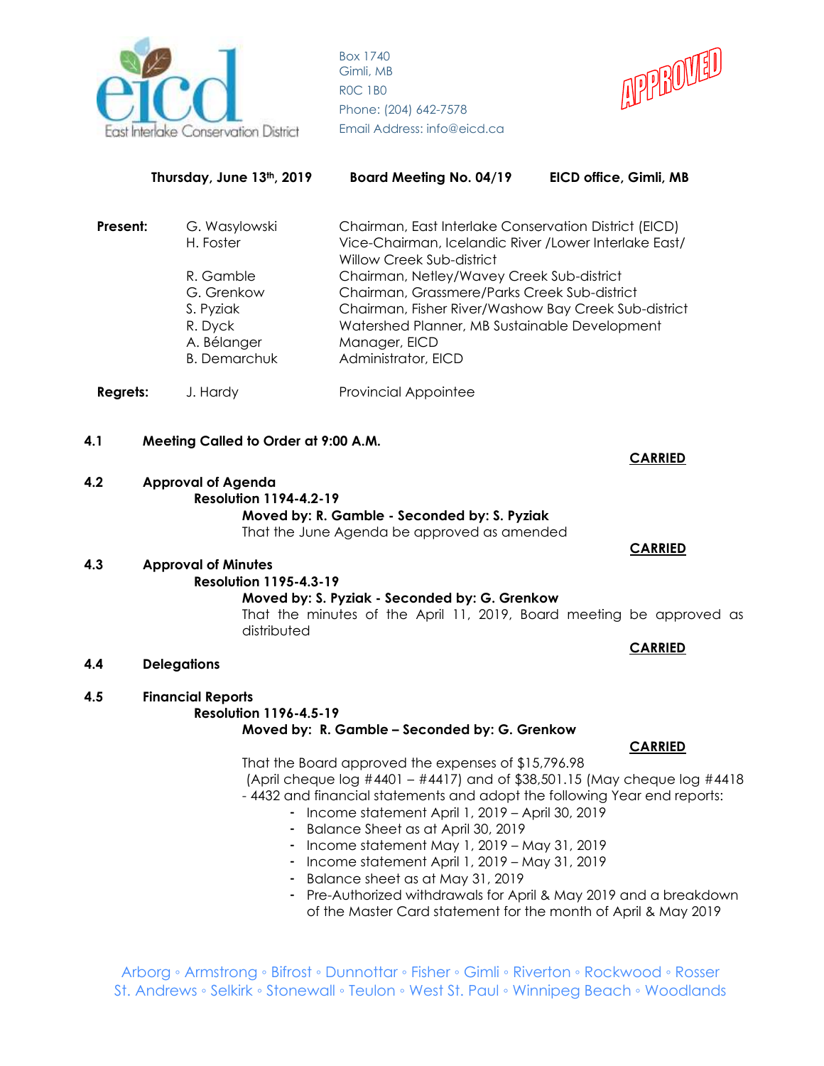Box 1740
Gimli, MB
R0C 1B0
Phone: (204) 642-7578
Email Address: info@eicd.ca

APPROVED

**Thursday, June 13th, 2019** **Board Meeting No. 04/19** **EICD office, Gimli, MB**

| **Present:** | G. Wasylowski | Chairman, East Interlake Conservation District (EICD) |
|---|---|---|
| | H. Foster | Vice-Chairman, Icelandic River /Lower Interlake East/ Willow Creek Sub-district |
| | R. Gamble | Chairman, Netley/Wavey Creek Sub-district |
| | G. Grenkow | Chairman, Grassmere/Parks Creek Sub-district |
| | S. Pyziak | Chairman, Fisher River/Washow Bay Creek Sub-district |
| | R. Dyck | Watershed Planner, MB Sustainable Development |
| | A. Bélanger | Manager, EICD |
| | B. Demarchuk | Administrator, EICD |
| **Regrets:** | J. Hardy | Provincial Appointee |

**4.1 Meeting Called to Order at 9:00 A.M.**

**CARRIED**

**4.2 Approval of Agenda**

**Resolution 1194-4.2-19**

**Moved by: R. Gamble - Seconded by: S. Pyziak**

That the June Agenda be approved as amended

**CARRIED**

**4.3 Approval of Minutes**

**Resolution 1195-4.3-19**

**Moved by: S. Pyziak - Seconded by: G. Grenkow**

That the minutes of the April 11, 2019, Board meeting be approved as distributed

**CARRIED**

**4.4 Delegations**

**4.5 Financial Reports**

**Resolution 1196-4.5-19**

**Moved by: R. Gamble – Seconded by: G. Grenkow**

**CARRIED**

That the Board approved the expenses of $15,796.98 (April cheque log #4401 – #4417) and of $38,501.15 (May cheque log #4418 - 4432 and financial statements and adopt the following Year end reports:

- Income statement April 1, 2019 – April 30, 2019
- Balance Sheet as at April 30, 2019
- Income statement May 1, 2019 – May 31, 2019
- Income statement April 1, 2019 – May 31, 2019
- Balance sheet as at May 31, 2019
- Pre-Authorized withdrawals for April & May 2019 and a breakdown of the Master Card statement for the month of April & May 2019

Arborg ◦ Armstrong ◦ Bifrost ◦ Dunnottar ◦ Fisher ◦ Gimli ◦ Riverton ◦ Rockwood ◦ Rosser
St. Andrews ◦ Selkirk ◦ Stonewall ◦ Teulon ◦ West St. Paul ◦ Winnipeg Beach ◦ Woodlands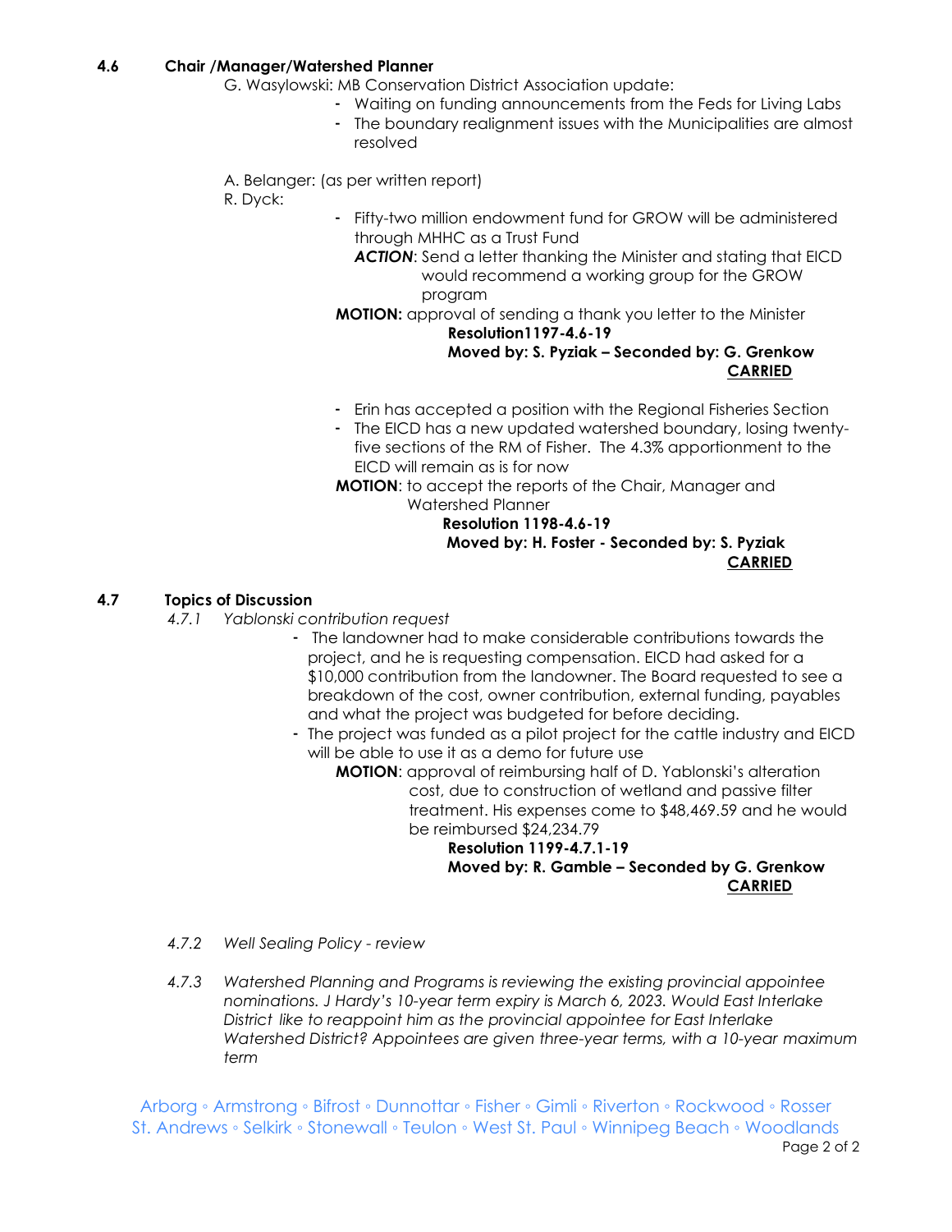### 4.6 Chair /Manager/Watershed Planner

G. Wasylowski: MB Conservation District Association update:

- Waiting on funding announcements from the Feds for Living Labs
- The boundary realignment issues with the Municipalities are almost resolved

A. Belanger: (as per written report)

R. Dyck:

- Fifty-two million endowment fund for GROW will be administered through MHHC as a Trust Fund

  ***ACTION***: Send a letter thanking the Minister and stating that EICD would recommend a working group for the GROW program

**MOTION:** approval of sending a thank you letter to the Minister

**Resolution1197-4.6-19**
**Moved by: S. Pyziak – Seconded by: G. Grenkow**
**CARRIED**

- Erin has accepted a position with the Regional Fisheries Section
- The EICD has a new updated watershed boundary, losing twenty-five sections of the RM of Fisher. The 4.3% apportionment to the EICD will remain as is for now

**MOTION**: to accept the reports of the Chair, Manager and Watershed Planner

**Resolution 1198-4.6-19**
**Moved by: H. Foster - Seconded by: S. Pyziak**
**CARRIED**

### 4.7 Topics of Discussion

*4.7.1 Yablonski contribution request*

- The landowner had to make considerable contributions towards the project, and he is requesting compensation. EICD had asked for a $10,000 contribution from the landowner. The Board requested to see a breakdown of the cost, owner contribution, external funding, payables and what the project was budgeted for before deciding.
- The project was funded as a pilot project for the cattle industry and EICD will be able to use it as a demo for future use

**MOTION**: approval of reimbursing half of D. Yablonski's alteration cost, due to construction of wetland and passive filter treatment. His expenses come to $48,469.59 and he would be reimbursed $24,234.79

**Resolution 1199-4.7.1-19**
**Moved by: R. Gamble – Seconded by G. Grenkow**
**CARRIED**

*4.7.2 Well Sealing Policy - review*

*4.7.3 Watershed Planning and Programs is reviewing the existing provincial appointee nominations. J Hardy's 10-year term expiry is March 6, 2023. Would East Interlake District like to reappoint him as the provincial appointee for East Interlake Watershed District? Appointees are given three-year terms, with a 10-year maximum term*

Arborg ◦ Armstrong ◦ Bifrost ◦ Dunnottar ◦ Fisher ◦ Gimli ◦ Riverton ◦ Rockwood ◦ Rosser
St. Andrews ◦ Selkirk ◦ Stonewall ◦ Teulon ◦ West St. Paul ◦ Winnipeg Beach ◦ Woodlands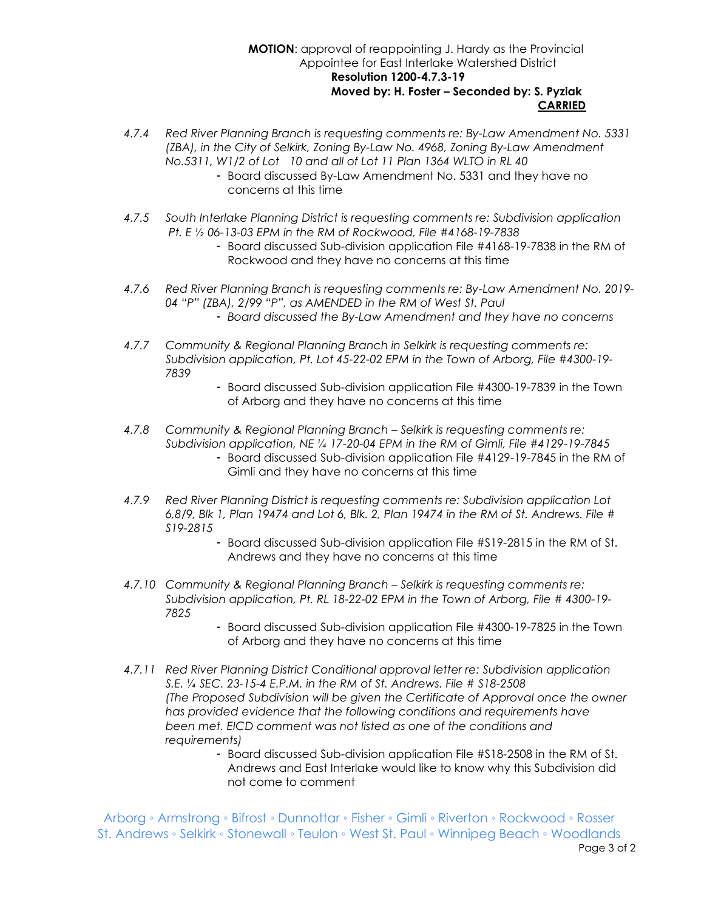**MOTION**: approval of reappointing J. Hardy as the Provincial Appointee for East Interlake Watershed District

**Resolution 1200-4.7.3-19**

**Moved by: H. Foster – Seconded by: S. Pyziak**

**CARRIED**

*4.7.4 Red River Planning Branch is requesting comments re: By-Law Amendment No. 5331 (ZBA), in the City of Selkirk, Zoning By-Law No. 4968, Zoning By-Law Amendment No.5311, W1/2 of Lot 10 and all of Lot 11 Plan 1364 WLTO in RL 40*

- Board discussed By-Law Amendment No. 5331 and they have no concerns at this time

*4.7.5 South Interlake Planning District is requesting comments re: Subdivision application Pt. E ½ 06-13-03 EPM in the RM of Rockwood, File #4168-19-7838*

- Board discussed Sub-division application File #4168-19-7838 in the RM of Rockwood and they have no concerns at this time

*4.7.6 Red River Planning Branch is requesting comments re: By-Law Amendment No. 2019-04 "P" (ZBA), 2/99 "P", as AMENDED in the RM of West St. Paul*

- *Board discussed the By-Law Amendment and they have no concerns*

*4.7.7 Community & Regional Planning Branch in Selkirk is requesting comments re: Subdivision application, Pt. Lot 45-22-02 EPM in the Town of Arborg, File #4300-19-7839*

- Board discussed Sub-division application File #4300-19-7839 in the Town of Arborg and they have no concerns at this time

*4.7.8 Community & Regional Planning Branch – Selkirk is requesting comments re: Subdivision application, NE ¼ 17-20-04 EPM in the RM of Gimli, File #4129-19-7845*

- Board discussed Sub-division application File #4129-19-7845 in the RM of Gimli and they have no concerns at this time

*4.7.9 Red River Planning District is requesting comments re: Subdivision application Lot 6,8/9, Blk 1, Plan 19474 and Lot 6, Blk. 2, Plan 19474 in the RM of St. Andrews. File # S19-2815*

- Board discussed Sub-division application File #S19-2815 in the RM of St. Andrews and they have no concerns at this time

*4.7.10 Community & Regional Planning Branch – Selkirk is requesting comments re: Subdivision application, Pt. RL 18-22-02 EPM in the Town of Arborg, File # 4300-19-7825*

- Board discussed Sub-division application File #4300-19-7825 in the Town of Arborg and they have no concerns at this time

*4.7.11 Red River Planning District Conditional approval letter re: Subdivision application S.E. ¼ SEC. 23-15-4 E.P.M. in the RM of St. Andrews. File # S18-2508 (The Proposed Subdivision will be given the Certificate of Approval once the owner has provided evidence that the following conditions and requirements have been met. EICD comment was not listed as one of the conditions and requirements)*

- Board discussed Sub-division application File #S18-2508 in the RM of St. Andrews and East Interlake would like to know why this Subdivision did not come to comment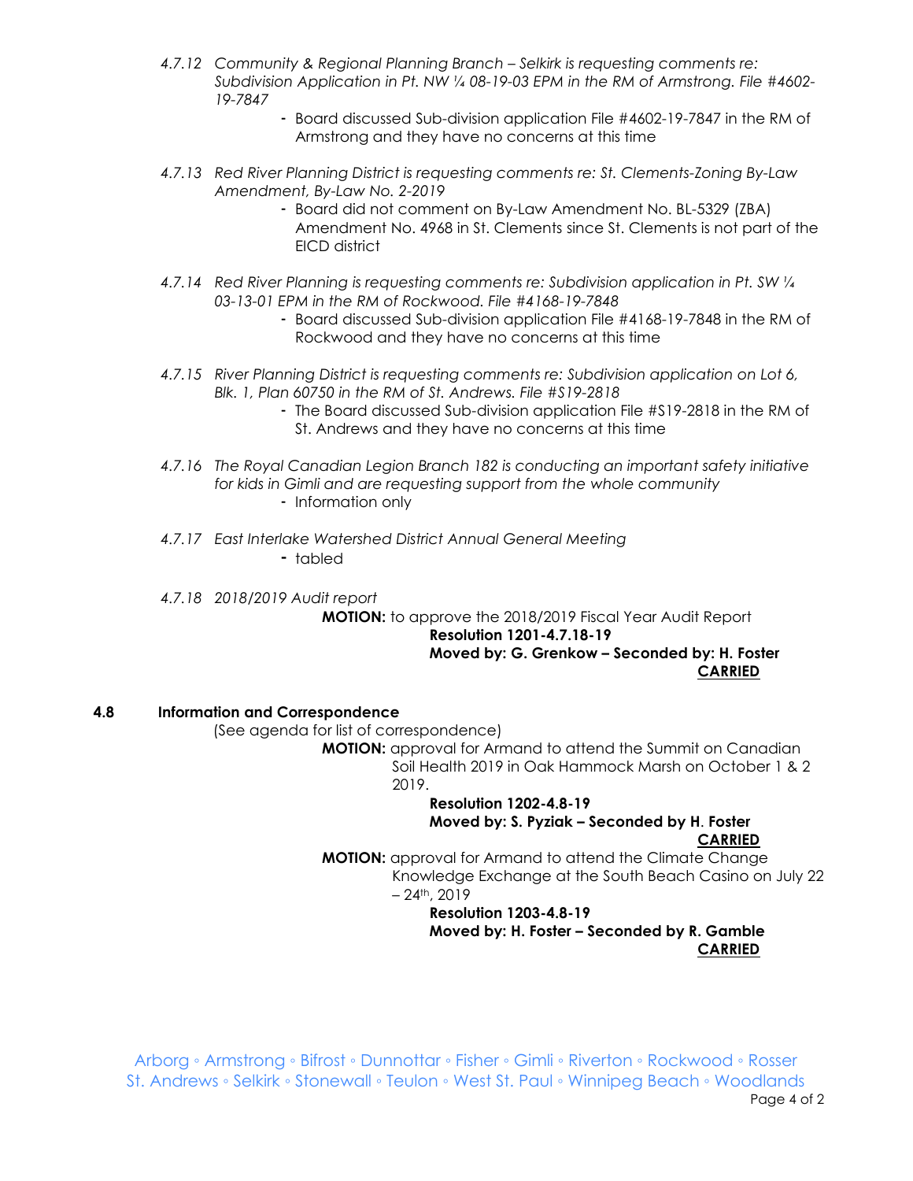*4.7.12 Community & Regional Planning Branch – Selkirk is requesting comments re: Subdivision Application in Pt. NW ¼ 08-19-03 EPM in the RM of Armstrong. File #4602-19-7847*

- Board discussed Sub-division application File #4602-19-7847 in the RM of Armstrong and they have no concerns at this time

*4.7.13 Red River Planning District is requesting comments re: St. Clements-Zoning By-Law Amendment, By-Law No. 2-2019*

- Board did not comment on By-Law Amendment No. BL-5329 (ZBA) Amendment No. 4968 in St. Clements since St. Clements is not part of the EICD district

*4.7.14 Red River Planning is requesting comments re: Subdivision application in Pt. SW ¼ 03-13-01 EPM in the RM of Rockwood. File #4168-19-7848*

- Board discussed Sub-division application File #4168-19-7848 in the RM of Rockwood and they have no concerns at this time

*4.7.15 River Planning District is requesting comments re: Subdivision application on Lot 6, Blk. 1, Plan 60750 in the RM of St. Andrews. File #S19-2818*

- The Board discussed Sub-division application File #S19-2818 in the RM of St. Andrews and they have no concerns at this time

*4.7.16 The Royal Canadian Legion Branch 182 is conducting an important safety initiative for kids in Gimli and are requesting support from the whole community*

- Information only

*4.7.17 East Interlake Watershed District Annual General Meeting*

- tabled

*4.7.18 2018/2019 Audit report*

**MOTION:** to approve the 2018/2019 Fiscal Year Audit Report

**Resolution 1201-4.7.18-19**
**Moved by: G. Grenkow – Seconded by: H. Foster**
**CARRIED**

## 4.8 Information and Correspondence

(See agenda for list of correspondence)

**MOTION:** approval for Armand to attend the Summit on Canadian Soil Health 2019 in Oak Hammock Marsh on October 1 & 2 2019.

**Resolution 1202-4.8-19**
**Moved by: S. Pyziak – Seconded by H. Foster**
**CARRIED**

**MOTION:** approval for Armand to attend the Climate Change Knowledge Exchange at the South Beach Casino on July 22 – 24th, 2019

**Resolution 1203-4.8-19**
**Moved by: H. Foster – Seconded by R. Gamble**
**CARRIED**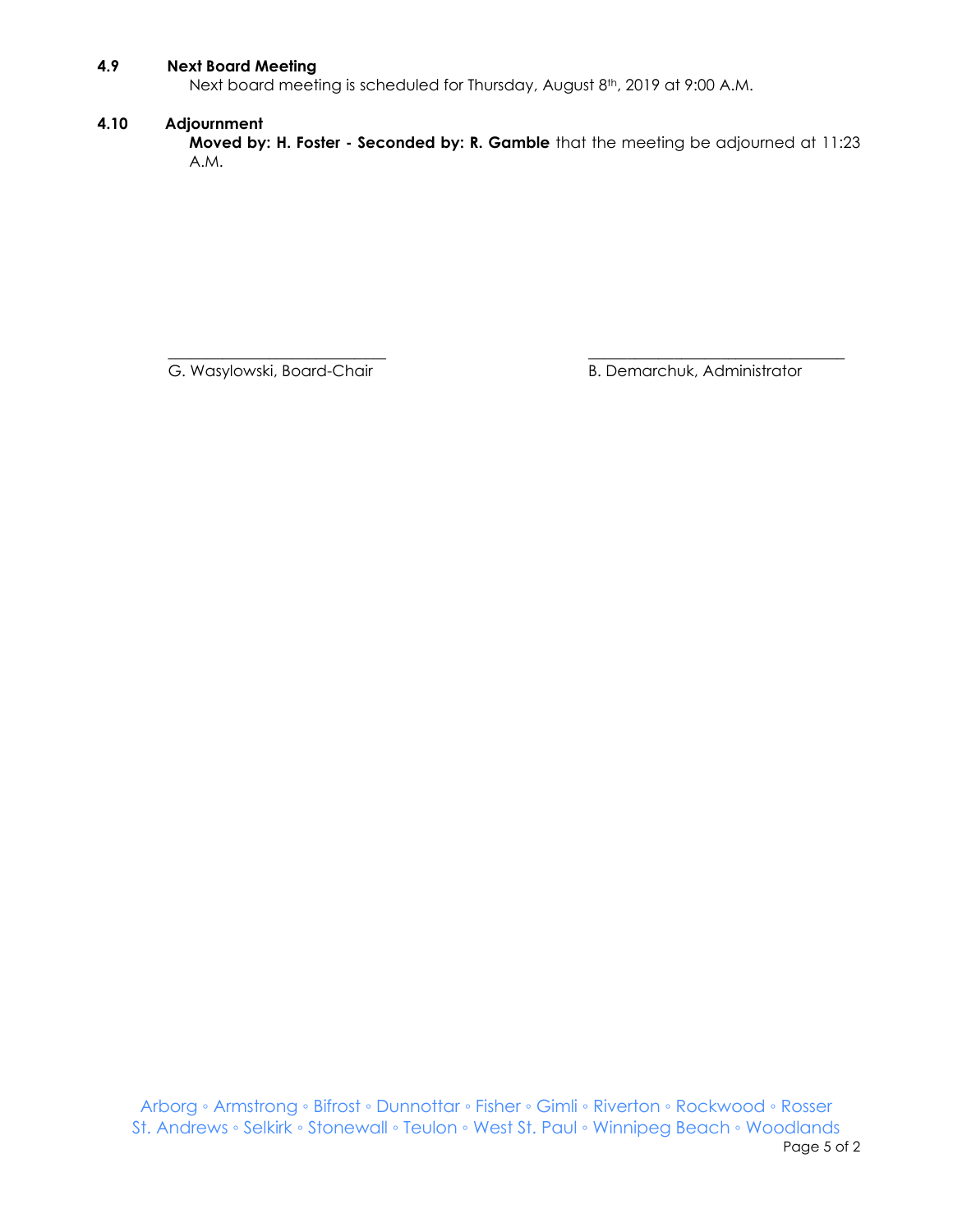### 4.9 Next Board Meeting

Next board meeting is scheduled for Thursday, August 8th, 2019 at 9:00 A.M.

### 4.10 Adjournment

**Moved by: H. Foster - Seconded by: R. Gamble** that the meeting be adjourned at 11:23 A.M.

\_\_\_\_\_\_\_\_\_\_\_\_\_\_\_\_\_\_\_\_\_\_\_\_\_\_\_\_
G. Wasylowski, Board-Chair

\_\_\_\_\_\_\_\_\_\_\_\_\_\_\_\_\_\_\_\_\_\_\_\_\_\_\_\_
B. Demarchuk, Administrator

Arborg ◦ Armstrong ◦ Bifrost ◦ Dunnottar ◦ Fisher ◦ Gimli ◦ Riverton ◦ Rockwood ◦ Rosser
St. Andrews ◦ Selkirk ◦ Stonewall ◦ Teulon ◦ West St. Paul ◦ Winnipeg Beach ◦ Woodlands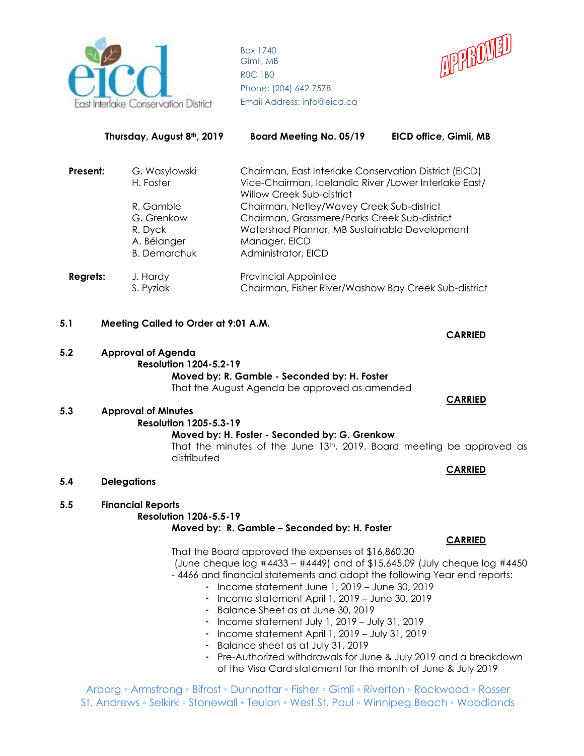Box 1740
Gimli, MB
R0C 1B0
Phone: (204) 642-7578
Email Address: info@eicd.ca

APPROVED

**Thursday, August 8th, 2019** **Board Meeting No. 05/19** **EICD office, Gimli, MB**

| | | |
|---|---|---|
| **Present:** | G. Wasylowski | Chairman, East Interlake Conservation District (EICD) |
| | H. Foster | Vice-Chairman, Icelandic River /Lower Interlake East/ Willow Creek Sub-district |
| | R. Gamble | Chairman, Netley/Wavey Creek Sub-district |
| | G. Grenkow | Chairman, Grassmere/Parks Creek Sub-district |
| | R. Dyck | Watershed Planner, MB Sustainable Development |
| | A. Bélanger | Manager, EICD |
| | B. Demarchuk | Administrator, EICD |
| **Regrets:** | J. Hardy | Provincial Appointee |
| | S. Pyziak | Chairman, Fisher River/Washow Bay Creek Sub-district |

**5.1 Meeting Called to Order at 9:01 A.M.**

**CARRIED**

**5.2 Approval of Agenda**

**Resolution 1204-5.2-19**

**Moved by: R. Gamble - Seconded by: H. Foster**

That the August Agenda be approved as amended

**CARRIED**

**5.3 Approval of Minutes**

**Resolution 1205-5.3-19**

**Moved by: H. Foster - Seconded by: G. Grenkow**

That the minutes of the June 13th, 2019, Board meeting be approved as distributed

**CARRIED**

**5.4 Delegations**

**5.5 Financial Reports**

**Resolution 1206-5.5-19**

**Moved by: R. Gamble – Seconded by: H. Foster**

**CARRIED**

That the Board approved the expenses of $16,860.30 (June cheque log #4433 – #4449) and of $15,645.09 (July cheque log #4450 - 4466 and financial statements and adopt the following Year end reports:

- Income statement June 1, 2019 – June 30, 2019
- Income statement April 1, 2019 – June 30, 2019
- Balance Sheet as at June 30, 2019
- Income statement July 1, 2019 – July 31, 2019
- Income statement April 1, 2019 – July 31, 2019
- Balance sheet as at July 31, 2019
- Pre-Authorized withdrawals for June & July 2019 and a breakdown of the Visa Card statement for the month of June & July 2019

Arborg ◦ Armstrong ◦ Bifrost ◦ Dunnottar ◦ Fisher ◦ Gimli ◦ Riverton ◦ Rockwood ◦ Rosser
St. Andrews ◦ Selkirk ◦ Stonewall ◦ Teulon ◦ West St. Paul ◦ Winnipeg Beach ◦ Woodlands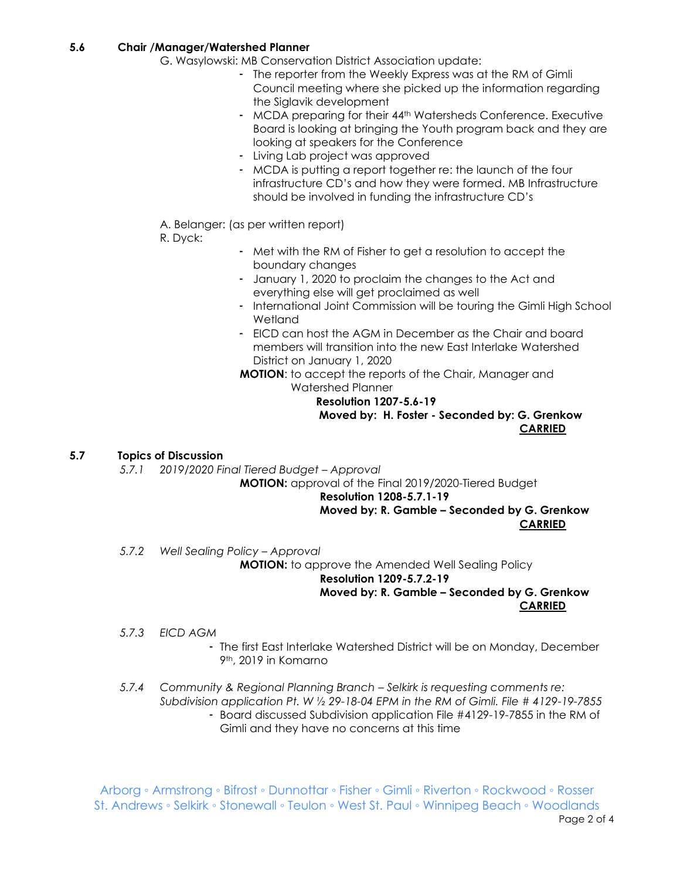## 5.6 Chair /Manager/Watershed Planner

G. Wasylowski: MB Conservation District Association update:

- The reporter from the Weekly Express was at the RM of Gimli Council meeting where she picked up the information regarding the Siglavik development
- MCDA preparing for their 44th Watersheds Conference. Executive Board is looking at bringing the Youth program back and they are looking at speakers for the Conference
- Living Lab project was approved
- MCDA is putting a report together re: the launch of the four infrastructure CD's and how they were formed. MB Infrastructure should be involved in funding the infrastructure CD's

A. Belanger: (as per written report)

R. Dyck:

- Met with the RM of Fisher to get a resolution to accept the boundary changes
- January 1, 2020 to proclaim the changes to the Act and everything else will get proclaimed as well
- International Joint Commission will be touring the Gimli High School Wetland
- EICD can host the AGM in December as the Chair and board members will transition into the new East Interlake Watershed District on January 1, 2020

**MOTION**: to accept the reports of the Chair, Manager and Watershed Planner

**Resolution 1207-5.6-19**
**Moved by: H. Foster - Seconded by: G. Grenkow**
**CARRIED**

## 5.7 Topics of Discussion

*5.7.1 2019/2020 Final Tiered Budget – Approval*

**MOTION:** approval of the Final 2019/2020-Tiered Budget

**Resolution 1208-5.7.1-19**
**Moved by: R. Gamble – Seconded by G. Grenkow**
**CARRIED**

*5.7.2 Well Sealing Policy – Approval*

**MOTION:** to approve the Amended Well Sealing Policy

**Resolution 1209-5.7.2-19**
**Moved by: R. Gamble – Seconded by G. Grenkow**
**CARRIED**

*5.7.3 EICD AGM*

- The first East Interlake Watershed District will be on Monday, December 9th, 2019 in Komarno

*5.7.4 Community & Regional Planning Branch – Selkirk is requesting comments re: Subdivision application Pt. W ½ 29-18-04 EPM in the RM of Gimli. File # 4129-19-7855*

- Board discussed Subdivision application File #4129-19-7855 in the RM of Gimli and they have no concerns at this time

Arborg ◦ Armstrong ◦ Bifrost ◦ Dunnottar ◦ Fisher ◦ Gimli ◦ Riverton ◦ Rockwood ◦ Rosser
St. Andrews ◦ Selkirk ◦ Stonewall ◦ Teulon ◦ West St. Paul ◦ Winnipeg Beach ◦ Woodlands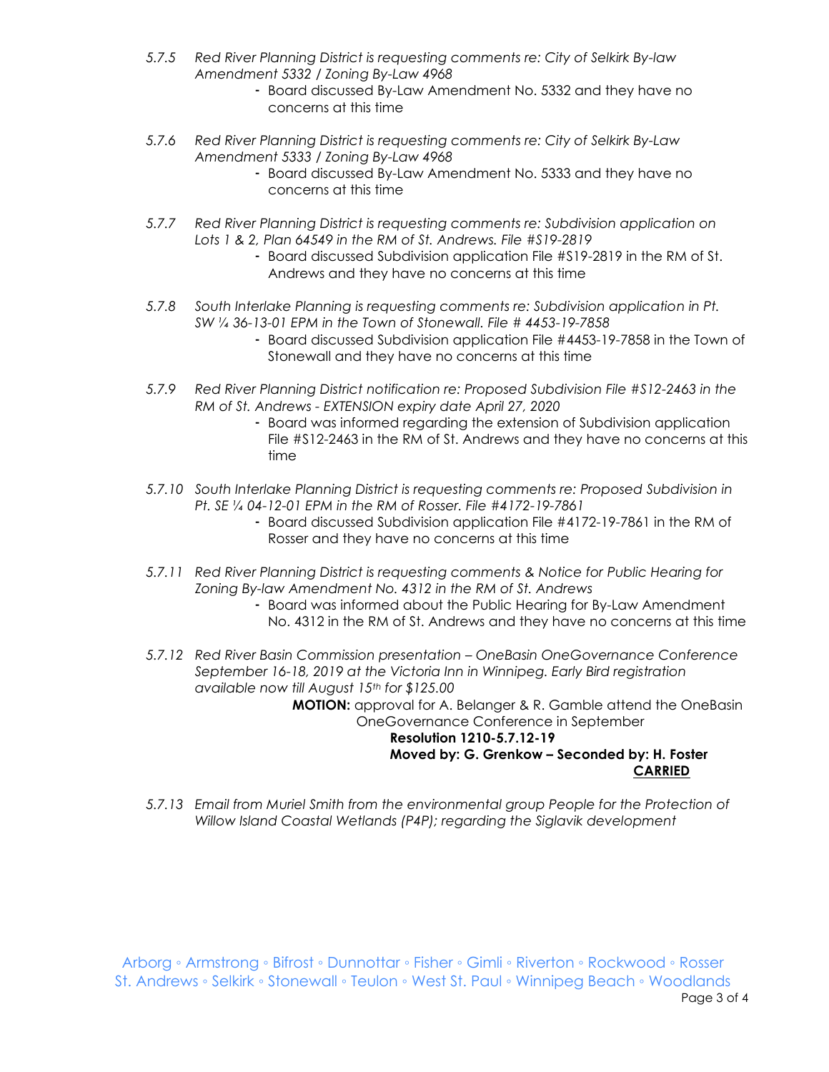*5.7.5 Red River Planning District is requesting comments re: City of Selkirk By-law Amendment 5332 / Zoning By-Law 4968*

- Board discussed By-Law Amendment No. 5332 and they have no concerns at this time

*5.7.6 Red River Planning District is requesting comments re: City of Selkirk By-Law Amendment 5333 / Zoning By-Law 4968*

- Board discussed By-Law Amendment No. 5333 and they have no concerns at this time

*5.7.7 Red River Planning District is requesting comments re: Subdivision application on Lots 1 & 2, Plan 64549 in the RM of St. Andrews. File #S19-2819*

- Board discussed Subdivision application File #S19-2819 in the RM of St. Andrews and they have no concerns at this time

*5.7.8 South Interlake Planning is requesting comments re: Subdivision application in Pt. SW ¼ 36-13-01 EPM in the Town of Stonewall. File # 4453-19-7858*

- Board discussed Subdivision application File #4453-19-7858 in the Town of Stonewall and they have no concerns at this time

*5.7.9 Red River Planning District notification re: Proposed Subdivision File #S12-2463 in the RM of St. Andrews - EXTENSION expiry date April 27, 2020*

- Board was informed regarding the extension of Subdivision application File #S12-2463 in the RM of St. Andrews and they have no concerns at this time

*5.7.10 South Interlake Planning District is requesting comments re: Proposed Subdivision in Pt. SE ¼ 04-12-01 EPM in the RM of Rosser. File #4172-19-7861*

- Board discussed Subdivision application File #4172-19-7861 in the RM of Rosser and they have no concerns at this time

*5.7.11 Red River Planning District is requesting comments & Notice for Public Hearing for Zoning By-law Amendment No. 4312 in the RM of St. Andrews*

- Board was informed about the Public Hearing for By-Law Amendment No. 4312 in the RM of St. Andrews and they have no concerns at this time

*5.7.12 Red River Basin Commission presentation – OneBasin OneGovernance Conference September 16-18, 2019 at the Victoria Inn in Winnipeg. Early Bird registration available now till August 15th for $125.00*

**MOTION:** approval for A. Belanger & R. Gamble attend the OneBasin OneGovernance Conference in September

**Resolution 1210-5.7.12-19**
**Moved by: G. Grenkow – Seconded by: H. Foster**
**CARRIED**

*5.7.13 Email from Muriel Smith from the environmental group People for the Protection of Willow Island Coastal Wetlands (P4P); regarding the Siglavik development*

Arborg ◦ Armstrong ◦ Bifrost ◦ Dunnottar ◦ Fisher ◦ Gimli ◦ Riverton ◦ Rockwood ◦ Rosser
St. Andrews ◦ Selkirk ◦ Stonewall ◦ Teulon ◦ West St. Paul ◦ Winnipeg Beach ◦ Woodlands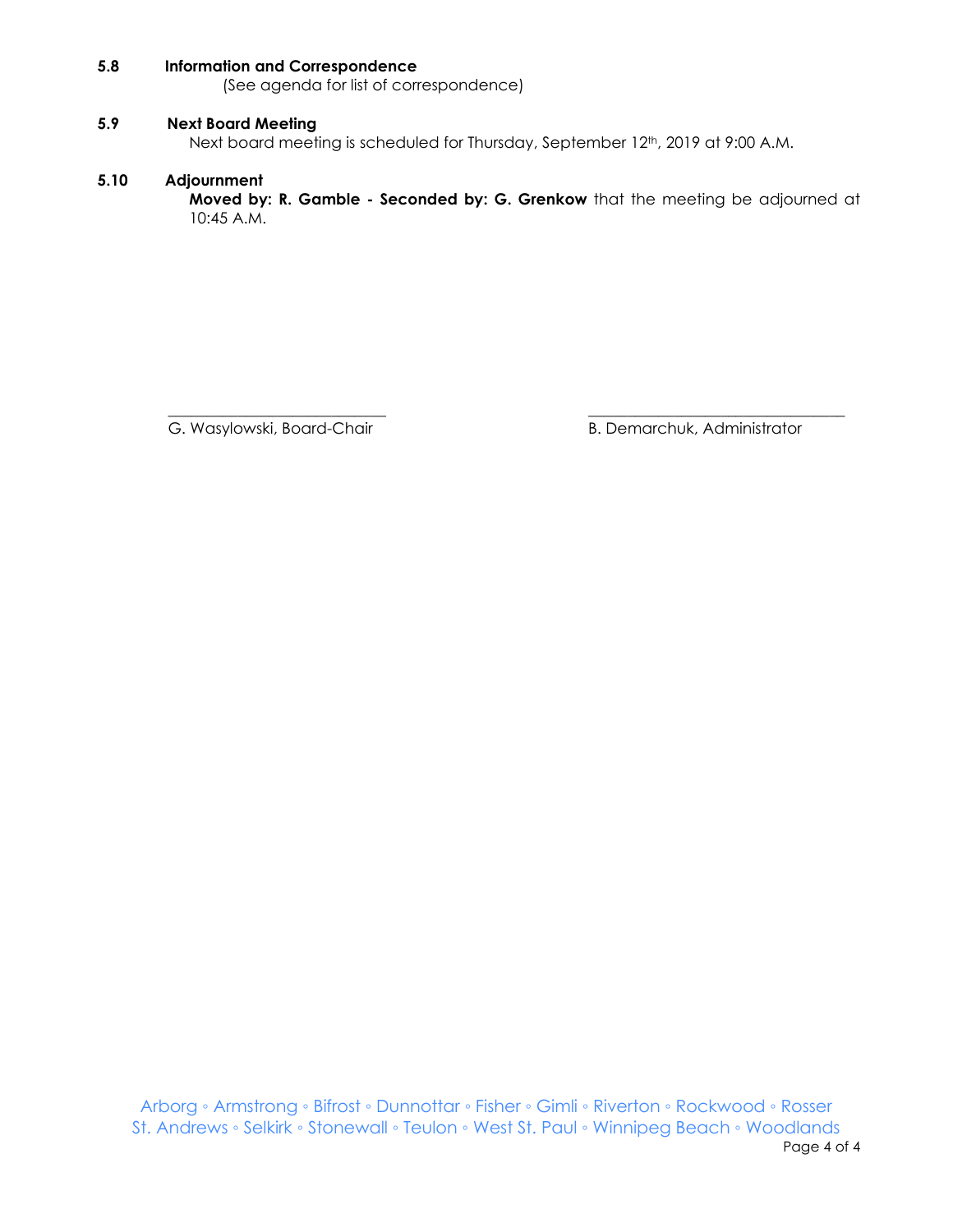### 5.8 Information and Correspondence

(See agenda for list of correspondence)

### 5.9 Next Board Meeting

Next board meeting is scheduled for Thursday, September 12th, 2019 at 9:00 A.M.

### 5.10 Adjournment

**Moved by: R. Gamble - Seconded by: G. Grenkow** that the meeting be adjourned at 10:45 A.M.

\_\_\_\_\_\_\_\_\_\_\_\_\_\_\_\_\_\_\_\_\_\_\_\_\_\_\_\_
G. Wasylowski, Board-Chair

\_\_\_\_\_\_\_\_\_\_\_\_\_\_\_\_\_\_\_\_\_\_\_\_\_\_\_\_\_\_\_\_
B. Demarchuk, Administrator

Arborg ◦ Armstrong ◦ Bifrost ◦ Dunnottar ◦ Fisher ◦ Gimli ◦ Riverton ◦ Rockwood ◦ Rosser
St. Andrews ◦ Selkirk ◦ Stonewall ◦ Teulon ◦ West St. Paul ◦ Winnipeg Beach ◦ Woodlands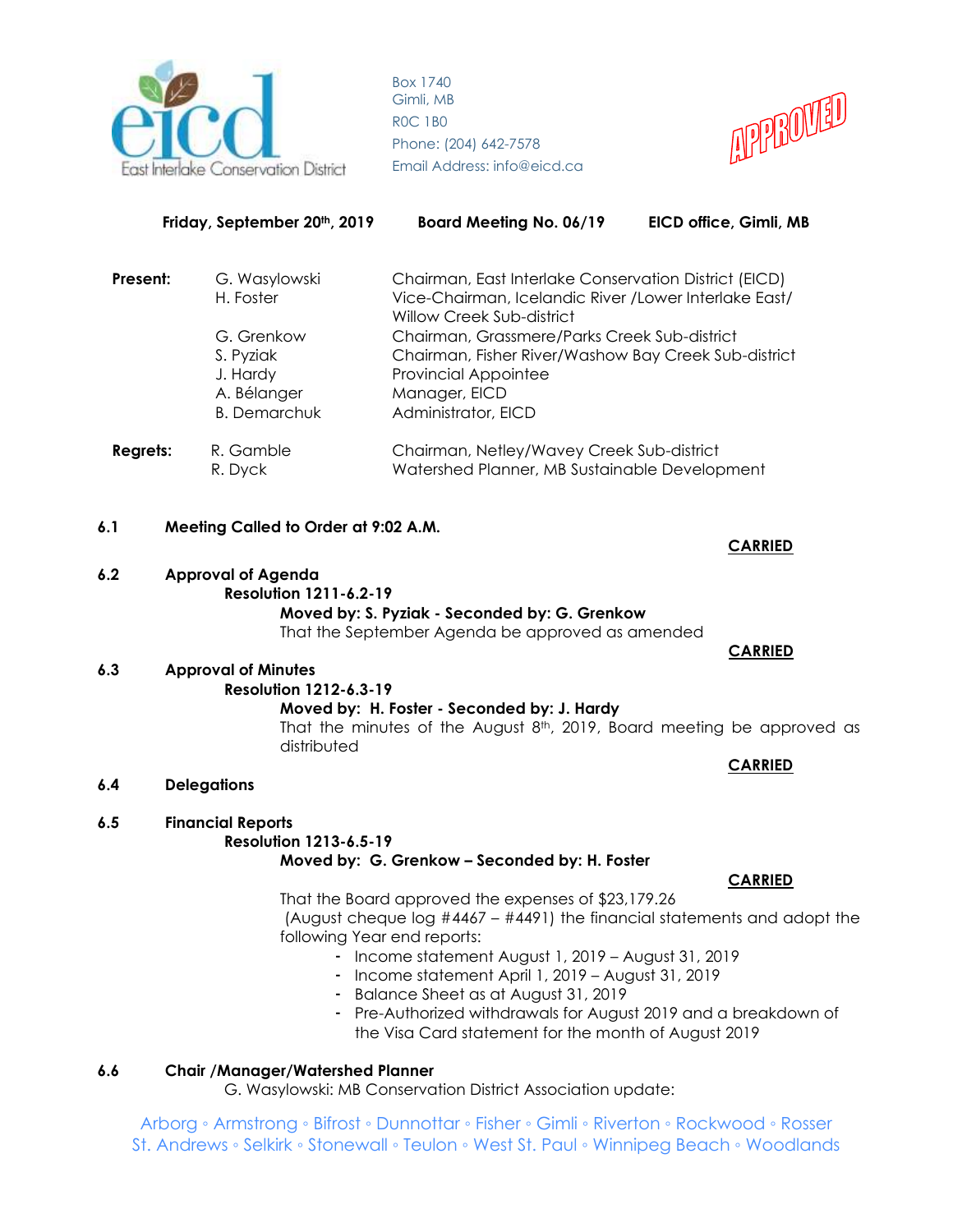Box 1740
Gimli, MB
R0C 1B0
Phone: (204) 642-7578
Email Address: info@eicd.ca

APPROVED

**Friday, September 20th, 2019** **Board Meeting No. 06/19** **EICD office, Gimli, MB**

| **Present:** | G. Wasylowski | Chairman, East Interlake Conservation District (EICD) |
|---|---|---|
| | H. Foster | Vice-Chairman, Icelandic River /Lower Interlake East/ Willow Creek Sub-district |
| | G. Grenkow | Chairman, Grassmere/Parks Creek Sub-district |
| | S. Pyziak | Chairman, Fisher River/Washow Bay Creek Sub-district |
| | J. Hardy | Provincial Appointee |
| | A. Bélanger | Manager, EICD |
| | B. Demarchuk | Administrator, EICD |
| **Regrets:** | R. Gamble | Chairman, Netley/Wavey Creek Sub-district |
| | R. Dyck | Watershed Planner, MB Sustainable Development |

**6.1 Meeting Called to Order at 9:02 A.M.**

**CARRIED**

**6.2 Approval of Agenda**

**Resolution 1211-6.2-19**

**Moved by: S. Pyziak - Seconded by: G. Grenkow**

That the September Agenda be approved as amended

**CARRIED**

**6.3 Approval of Minutes**

**Resolution 1212-6.3-19**

**Moved by: H. Foster - Seconded by: J. Hardy**

That the minutes of the August 8th, 2019, Board meeting be approved as distributed

**CARRIED**

**6.4 Delegations**

**6.5 Financial Reports**

**Resolution 1213-6.5-19**

**Moved by: G. Grenkow – Seconded by: H. Foster**

**CARRIED**

That the Board approved the expenses of $23,179.26 (August cheque log #4467 – #4491) the financial statements and adopt the following Year end reports:

- Income statement August 1, 2019 – August 31, 2019
- Income statement April 1, 2019 – August 31, 2019
- Balance Sheet as at August 31, 2019
- Pre-Authorized withdrawals for August 2019 and a breakdown of the Visa Card statement for the month of August 2019

**6.6 Chair /Manager/Watershed Planner**

G. Wasylowski: MB Conservation District Association update:

Arborg ◦ Armstrong ◦ Bifrost ◦ Dunnottar ◦ Fisher ◦ Gimli ◦ Riverton ◦ Rockwood ◦ Rosser
St. Andrews ◦ Selkirk ◦ Stonewall ◦ Teulon ◦ West St. Paul ◦ Winnipeg Beach ◦ Woodlands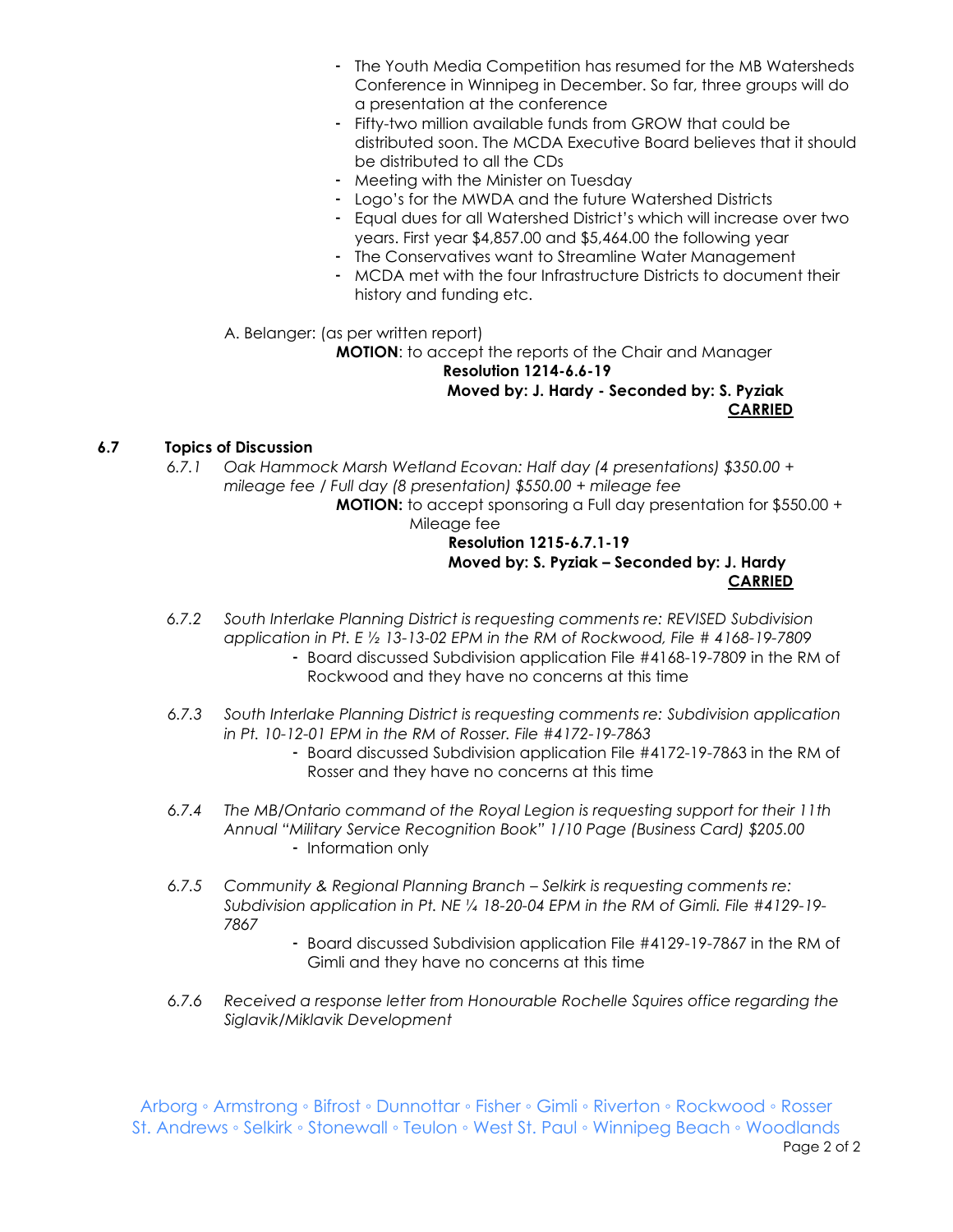- The Youth Media Competition has resumed for the MB Watersheds Conference in Winnipeg in December. So far, three groups will do a presentation at the conference
- Fifty-two million available funds from GROW that could be distributed soon. The MCDA Executive Board believes that it should be distributed to all the CDs
- Meeting with the Minister on Tuesday
- Logo's for the MWDA and the future Watershed Districts
- Equal dues for all Watershed District's which will increase over two years. First year $4,857.00 and $5,464.00 the following year
- The Conservatives want to Streamline Water Management
- MCDA met with the four Infrastructure Districts to document their history and funding etc.

A. Belanger: (as per written report)

**MOTION**: to accept the reports of the Chair and Manager

**Resolution 1214-6.6-19**

**Moved by: J. Hardy - Seconded by: S. Pyziak**

**CARRIED**

### 6.7 Topics of Discussion

*6.7.1 Oak Hammock Marsh Wetland Ecovan: Half day (4 presentations) $350.00 + mileage fee / Full day (8 presentation) $550.00 + mileage fee*

**MOTION:** to accept sponsoring a Full day presentation for $550.00 + Mileage fee

**Resolution 1215-6.7.1-19**

**Moved by: S. Pyziak – Seconded by: J. Hardy**

**CARRIED**

*6.7.2 South Interlake Planning District is requesting comments re: REVISED Subdivision application in Pt. E ½ 13-13-02 EPM in the RM of Rockwood, File # 4168-19-7809*

- Board discussed Subdivision application File #4168-19-7809 in the RM of Rockwood and they have no concerns at this time

*6.7.3 South Interlake Planning District is requesting comments re: Subdivision application in Pt. 10-12-01 EPM in the RM of Rosser. File #4172-19-7863*

- Board discussed Subdivision application File #4172-19-7863 in the RM of Rosser and they have no concerns at this time

*6.7.4 The MB/Ontario command of the Royal Legion is requesting support for their 11th Annual "Military Service Recognition Book" 1/10 Page (Business Card) $205.00*

- Information only

*6.7.5 Community & Regional Planning Branch – Selkirk is requesting comments re: Subdivision application in Pt. NE ¼ 18-20-04 EPM in the RM of Gimli. File #4129-19-7867*

- Board discussed Subdivision application File #4129-19-7867 in the RM of Gimli and they have no concerns at this time

*6.7.6 Received a response letter from Honourable Rochelle Squires office regarding the Siglavik/Miklavik Development*

Arborg ◦ Armstrong ◦ Bifrost ◦ Dunnottar ◦ Fisher ◦ Gimli ◦ Riverton ◦ Rockwood ◦ Rosser
St. Andrews ◦ Selkirk ◦ Stonewall ◦ Teulon ◦ West St. Paul ◦ Winnipeg Beach ◦ Woodlands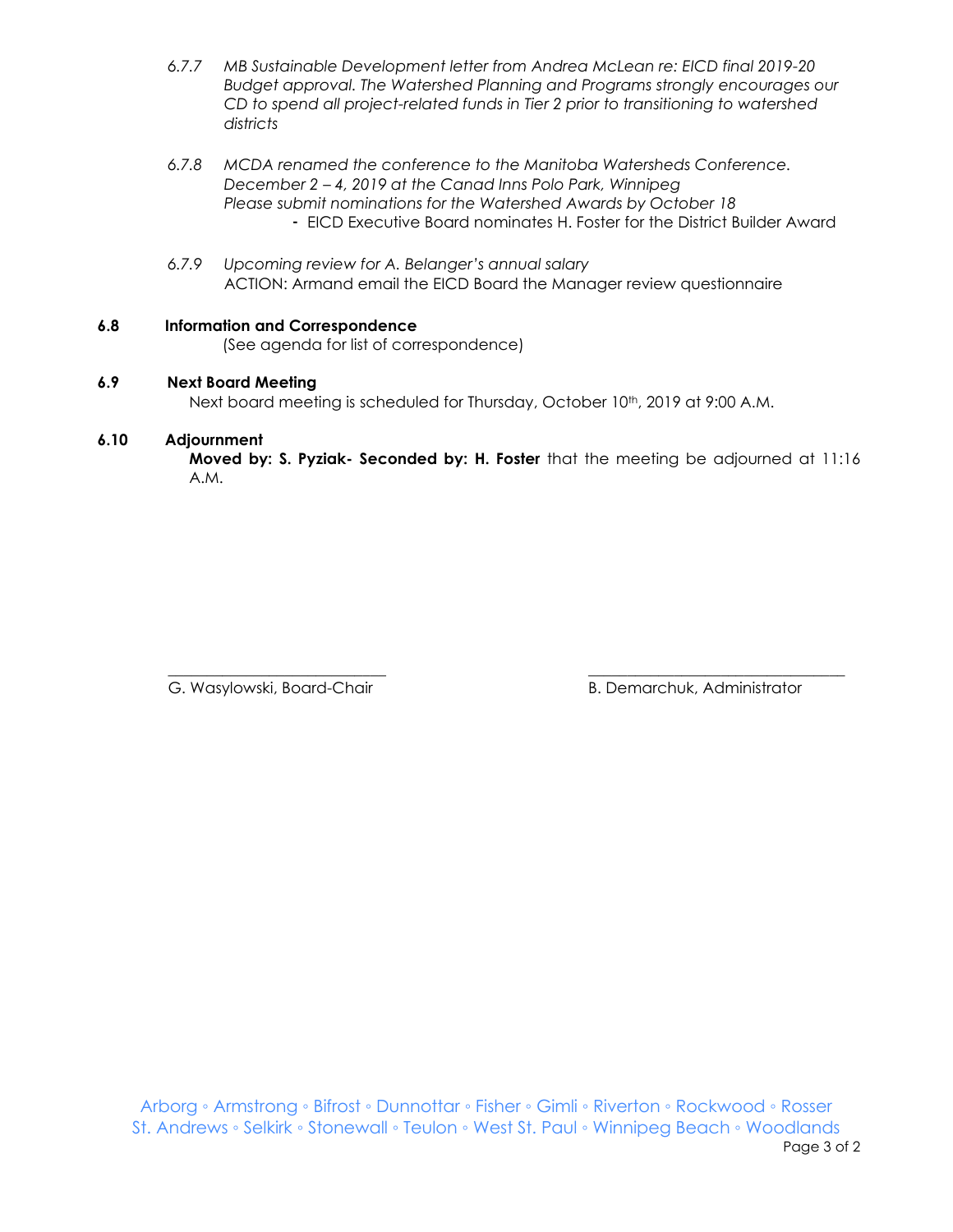*6.7.7 MB Sustainable Development letter from Andrea McLean re: EICD final 2019-20 Budget approval. The Watershed Planning and Programs strongly encourages our CD to spend all project-related funds in Tier 2 prior to transitioning to watershed districts*

*6.7.8 MCDA renamed the conference to the Manitoba Watersheds Conference. December 2 – 4, 2019 at the Canad Inns Polo Park, Winnipeg Please submit nominations for the Watershed Awards by October 18*

- EICD Executive Board nominates H. Foster for the District Builder Award

*6.7.9 Upcoming review for A. Belanger's annual salary*
ACTION: Armand email the EICD Board the Manager review questionnaire

**6.8 Information and Correspondence**
(See agenda for list of correspondence)

**6.9 Next Board Meeting**
Next board meeting is scheduled for Thursday, October 10th, 2019 at 9:00 A.M.

**6.10 Adjournment**
**Moved by: S. Pyziak- Seconded by: H. Foster** that the meeting be adjourned at 11:16 A.M.

\_\_\_\_\_\_\_\_\_\_\_\_\_\_\_\_\_\_\_\_\_\_\_\_\_\_\_\_
G. Wasylowski, Board-Chair

\_\_\_\_\_\_\_\_\_\_\_\_\_\_\_\_\_\_\_\_\_\_\_\_\_\_\_\_
B. Demarchuk, Administrator

Arborg ◦ Armstrong ◦ Bifrost ◦ Dunnottar ◦ Fisher ◦ Gimli ◦ Riverton ◦ Rockwood ◦ Rosser St. Andrews ◦ Selkirk ◦ Stonewall ◦ Teulon ◦ West St. Paul ◦ Winnipeg Beach ◦ Woodlands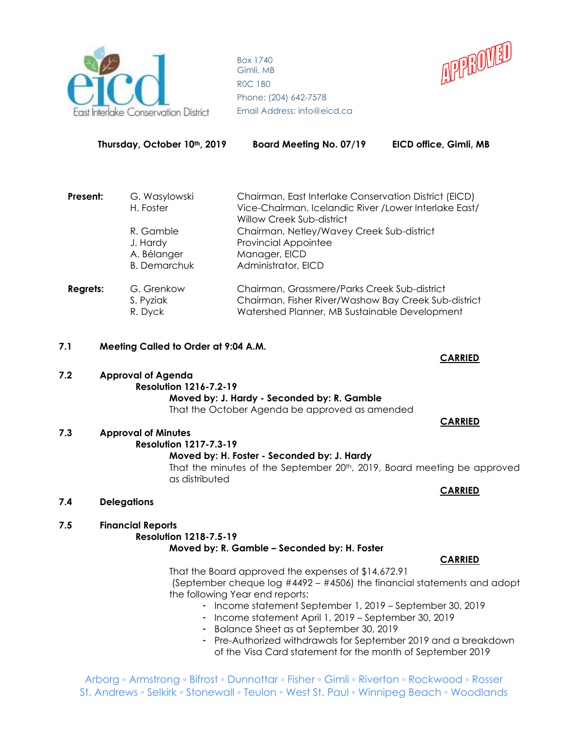Box 1740
Gimli, MB
R0C 1B0
Phone: (204) 642-7578
Email Address: info@eicd.ca

APPROVED

**Thursday, October 10th, 2019** **Board Meeting No. 07/19** **EICD office, Gimli, MB**

| | | |
|---|---|---|
| **Present:** | G. Wasylowski | Chairman, East Interlake Conservation District (EICD) |
| | H. Foster | Vice-Chairman, Icelandic River /Lower Interlake East/ Willow Creek Sub-district |
| | R. Gamble | Chairman, Netley/Wavey Creek Sub-district |
| | J. Hardy | Provincial Appointee |
| | A. Bélanger | Manager, EICD |
| | B. Demarchuk | Administrator, EICD |
| **Regrets:** | G. Grenkow | Chairman, Grassmere/Parks Creek Sub-district |
| | S. Pyziak | Chairman, Fisher River/Washow Bay Creek Sub-district |
| | R. Dyck | Watershed Planner, MB Sustainable Development |

**7.1 Meeting Called to Order at 9:04 A.M.**

**CARRIED**

**7.2 Approval of Agenda**

**Resolution 1216-7.2-19**

**Moved by: J. Hardy - Seconded by: R. Gamble**

That the October Agenda be approved as amended

**CARRIED**

**7.3 Approval of Minutes**

**Resolution 1217-7.3-19**

**Moved by: H. Foster - Seconded by: J. Hardy**

That the minutes of the September 20th, 2019, Board meeting be approved as distributed

**CARRIED**

**7.4 Delegations**

**7.5 Financial Reports**

**Resolution 1218-7.5-19**

**Moved by: R. Gamble – Seconded by: H. Foster**

**CARRIED**

That the Board approved the expenses of $14,672.91 (September cheque log #4492 – #4506) the financial statements and adopt the following Year end reports:

- Income statement September 1, 2019 – September 30, 2019
- Income statement April 1, 2019 – September 30, 2019
- Balance Sheet as at September 30, 2019
- Pre-Authorized withdrawals for September 2019 and a breakdown of the Visa Card statement for the month of September 2019

Arborg ◦ Armstrong ◦ Bifrost ◦ Dunnottar ◦ Fisher ◦ Gimli ◦ Riverton ◦ Rockwood ◦ Rosser
St. Andrews ◦ Selkirk ◦ Stonewall ◦ Teulon ◦ West St. Paul ◦ Winnipeg Beach ◦ Woodlands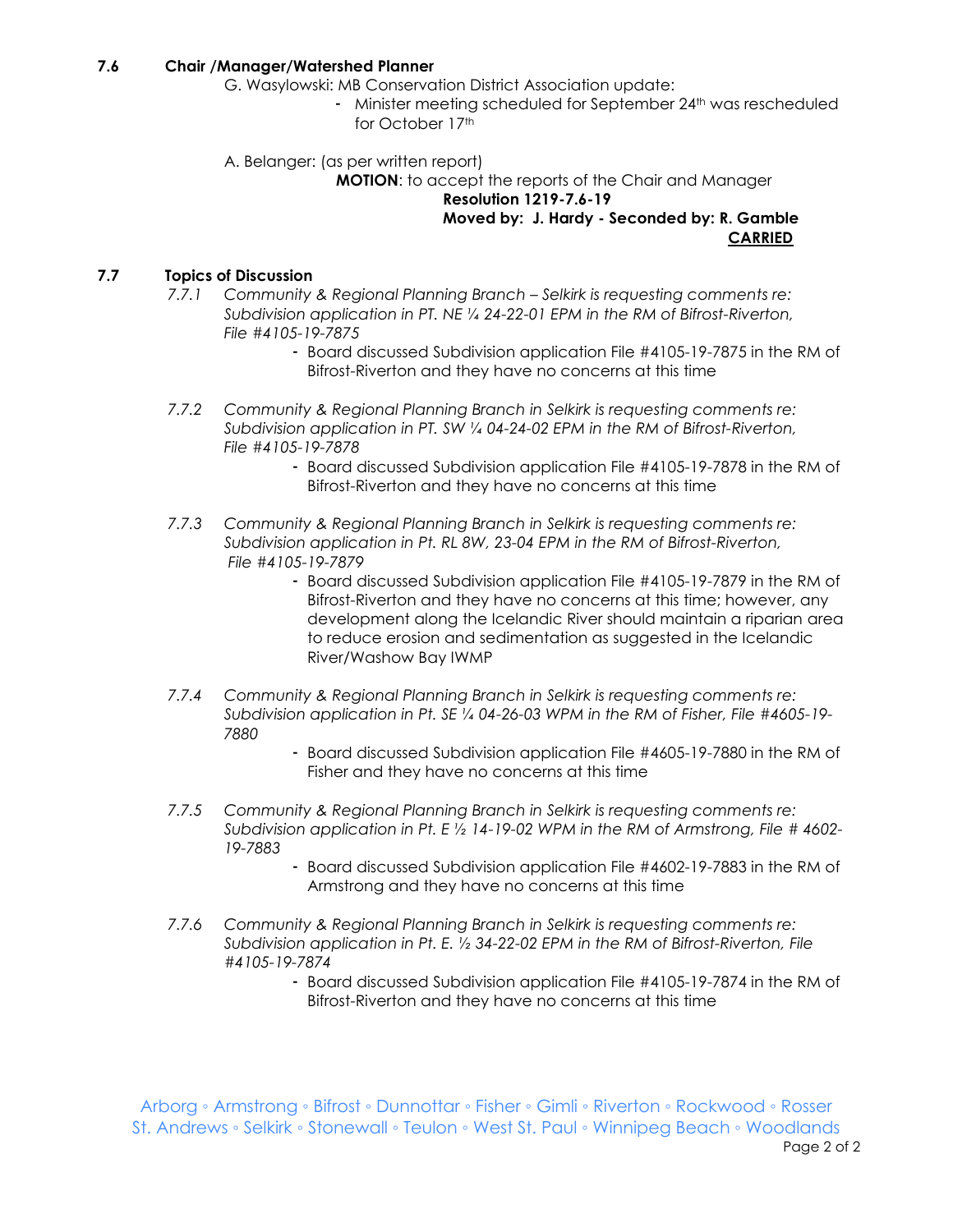## 7.6 Chair /Manager/Watershed Planner

G. Wasylowski: MB Conservation District Association update:

- Minister meeting scheduled for September 24th was rescheduled for October 17th

A. Belanger: (as per written report)

**MOTION**: to accept the reports of the Chair and Manager

**Resolution 1219-7.6-19**

**Moved by: J. Hardy - Seconded by: R. Gamble**

**CARRIED**

## 7.7 Topics of Discussion

*7.7.1 Community & Regional Planning Branch – Selkirk is requesting comments re: Subdivision application in PT. NE ¼ 24-22-01 EPM in the RM of Bifrost-Riverton, File #4105-19-7875*

- Board discussed Subdivision application File #4105-19-7875 in the RM of Bifrost-Riverton and they have no concerns at this time

*7.7.2 Community & Regional Planning Branch in Selkirk is requesting comments re: Subdivision application in PT. SW ¼ 04-24-02 EPM in the RM of Bifrost-Riverton, File #4105-19-7878*

- Board discussed Subdivision application File #4105-19-7878 in the RM of Bifrost-Riverton and they have no concerns at this time

*7.7.3 Community & Regional Planning Branch in Selkirk is requesting comments re: Subdivision application in Pt. RL 8W, 23-04 EPM in the RM of Bifrost-Riverton, File #4105-19-7879*

- Board discussed Subdivision application File #4105-19-7879 in the RM of Bifrost-Riverton and they have no concerns at this time; however, any development along the Icelandic River should maintain a riparian area to reduce erosion and sedimentation as suggested in the Icelandic River/Washow Bay IWMP

*7.7.4 Community & Regional Planning Branch in Selkirk is requesting comments re: Subdivision application in Pt. SE ¼ 04-26-03 WPM in the RM of Fisher, File #4605-19-7880*

- Board discussed Subdivision application File #4605-19-7880 in the RM of Fisher and they have no concerns at this time

*7.7.5 Community & Regional Planning Branch in Selkirk is requesting comments re: Subdivision application in Pt. E ½ 14-19-02 WPM in the RM of Armstrong, File # 4602-19-7883*

- Board discussed Subdivision application File #4602-19-7883 in the RM of Armstrong and they have no concerns at this time

*7.7.6 Community & Regional Planning Branch in Selkirk is requesting comments re: Subdivision application in Pt. E. ½ 34-22-02 EPM in the RM of Bifrost-Riverton, File #4105-19-7874*

- Board discussed Subdivision application File #4105-19-7874 in the RM of Bifrost-Riverton and they have no concerns at this time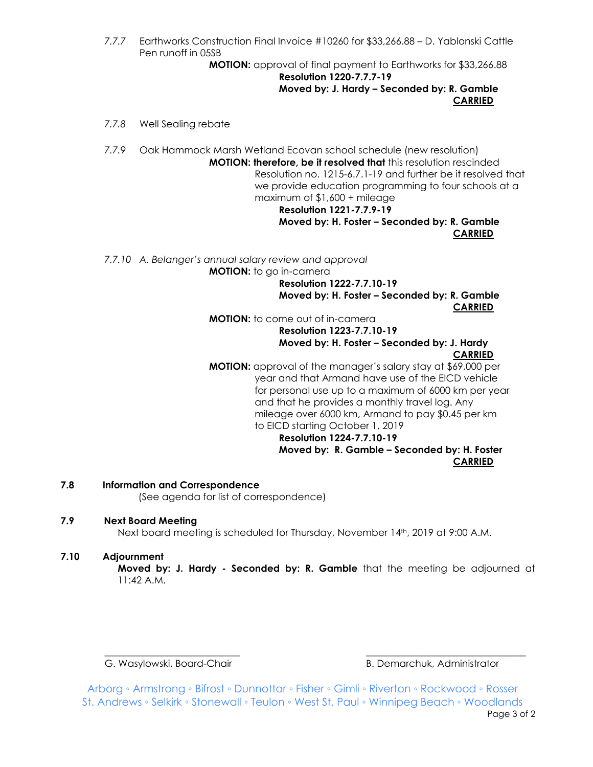7.7.7 Earthworks Construction Final Invoice #10260 for $33,266.88 – D. Yablonski Cattle Pen runoff in 05SB

**MOTION:** approval of final payment to Earthworks for $33,266.88

**Resolution 1220-7.7.7-19**
**Moved by: J. Hardy – Seconded by: R. Gamble**
**CARRIED**

7.7.8 Well Sealing rebate

7.7.9 Oak Hammock Marsh Wetland Ecovan school schedule (new resolution)

**MOTION: therefore, be it resolved that** this resolution rescinded Resolution no. 1215-6.7.1-19 and further be it resolved that we provide education programming to four schools at a maximum of $1,600 + mileage

**Resolution 1221-7.7.9-19**
**Moved by: H. Foster – Seconded by: R. Gamble**
**CARRIED**

*7.7.10 A. Belanger's annual salary review and approval*

**MOTION:** to go in-camera

**Resolution 1222-7.7.10-19**
**Moved by: H. Foster – Seconded by: R. Gamble**
**CARRIED**

**MOTION:** to come out of in-camera

**Resolution 1223-7.7.10-19**
**Moved by: H. Foster – Seconded by: J. Hardy**
**CARRIED**

**MOTION:** approval of the manager's salary stay at $69,000 per year and that Armand have use of the EICD vehicle for personal use up to a maximum of 6000 km per year and that he provides a monthly travel log. Any mileage over 6000 km, Armand to pay $0.45 per km to EICD starting October 1, 2019

**Resolution 1224-7.7.10-19**
**Moved by: R. Gamble – Seconded by: H. Foster**
**CARRIED**

## 7.8 Information and Correspondence

(See agenda for list of correspondence)

## 7.9 Next Board Meeting

Next board meeting is scheduled for Thursday, November 14th, 2019 at 9:00 A.M.

## 7.10 Adjournment

**Moved by: J. Hardy - Seconded by: R. Gamble** that the meeting be adjourned at 11:42 A.M.

\_\_\_\_\_\_\_\_\_\_\_\_\_\_\_\_\_\_\_\_\_\_\_\_\_\_\_\_ &nbsp;&nbsp;&nbsp;&nbsp; \_\_\_\_\_\_\_\_\_\_\_\_\_\_\_\_\_\_\_\_\_\_\_\_\_\_\_\_

G. Wasylowski, Board-Chair &nbsp;&nbsp;&nbsp;&nbsp; B. Demarchuk, Administrator

Arborg ◦ Armstrong ◦ Bifrost ◦ Dunnottar ◦ Fisher ◦ Gimli ◦ Riverton ◦ Rockwood ◦ Rosser
St. Andrews ◦ Selkirk ◦ Stonewall ◦ Teulon ◦ West St. Paul ◦ Winnipeg Beach ◦ Woodlands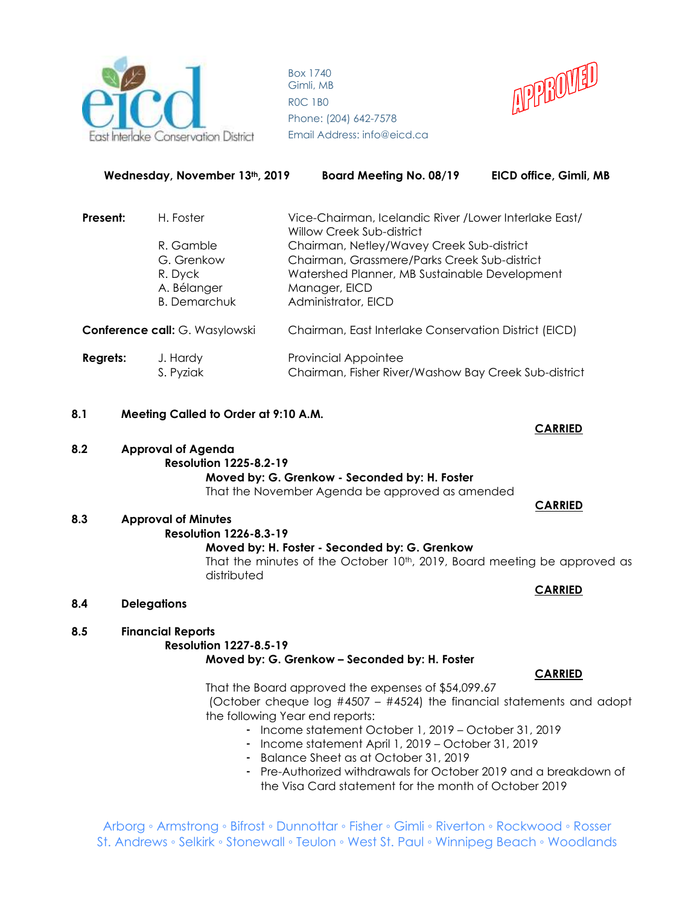East Interlake Conservation District

Box 1740
Gimli, MB
R0C 1B0
Phone: (204) 642-7578
Email Address: info@eicd.ca

APPROVED

**Wednesday, November 13th, 2019 Board Meeting No. 08/19 EICD office, Gimli, MB**

| | | |
|---|---|---|
| **Present:** | H. Foster | Vice-Chairman, Icelandic River /Lower Interlake East/ Willow Creek Sub-district |
| | R. Gamble | Chairman, Netley/Wavey Creek Sub-district |
| | G. Grenkow | Chairman, Grassmere/Parks Creek Sub-district |
| | R. Dyck | Watershed Planner, MB Sustainable Development |
| | A. Bélanger | Manager, EICD |
| | B. Demarchuk | Administrator, EICD |
| **Conference call:** | G. Wasylowski | Chairman, East Interlake Conservation District (EICD) |
| **Regrets:** | J. Hardy | Provincial Appointee |
| | S. Pyziak | Chairman, Fisher River/Washow Bay Creek Sub-district |

**8.1 Meeting Called to Order at 9:10 A.M.**

**CARRIED**

**8.2 Approval of Agenda**

**Resolution 1225-8.2-19**

**Moved by: G. Grenkow - Seconded by: H. Foster**

That the November Agenda be approved as amended

**CARRIED**

**8.3 Approval of Minutes**

**Resolution 1226-8.3-19**

**Moved by: H. Foster - Seconded by: G. Grenkow**

That the minutes of the October 10th, 2019, Board meeting be approved as distributed

**CARRIED**

**8.4 Delegations**

**8.5 Financial Reports**

**Resolution 1227-8.5-19**

**Moved by: G. Grenkow – Seconded by: H. Foster**

**CARRIED**

That the Board approved the expenses of $54,099.67 (October cheque log #4507 – #4524) the financial statements and adopt the following Year end reports:

- Income statement October 1, 2019 – October 31, 2019
- Income statement April 1, 2019 – October 31, 2019
- Balance Sheet as at October 31, 2019
- Pre-Authorized withdrawals for October 2019 and a breakdown of the Visa Card statement for the month of October 2019

Arborg ◦ Armstrong ◦ Bifrost ◦ Dunnottar ◦ Fisher ◦ Gimli ◦ Riverton ◦ Rockwood ◦ Rosser St. Andrews ◦ Selkirk ◦ Stonewall ◦ Teulon ◦ West St. Paul ◦ Winnipeg Beach ◦ Woodlands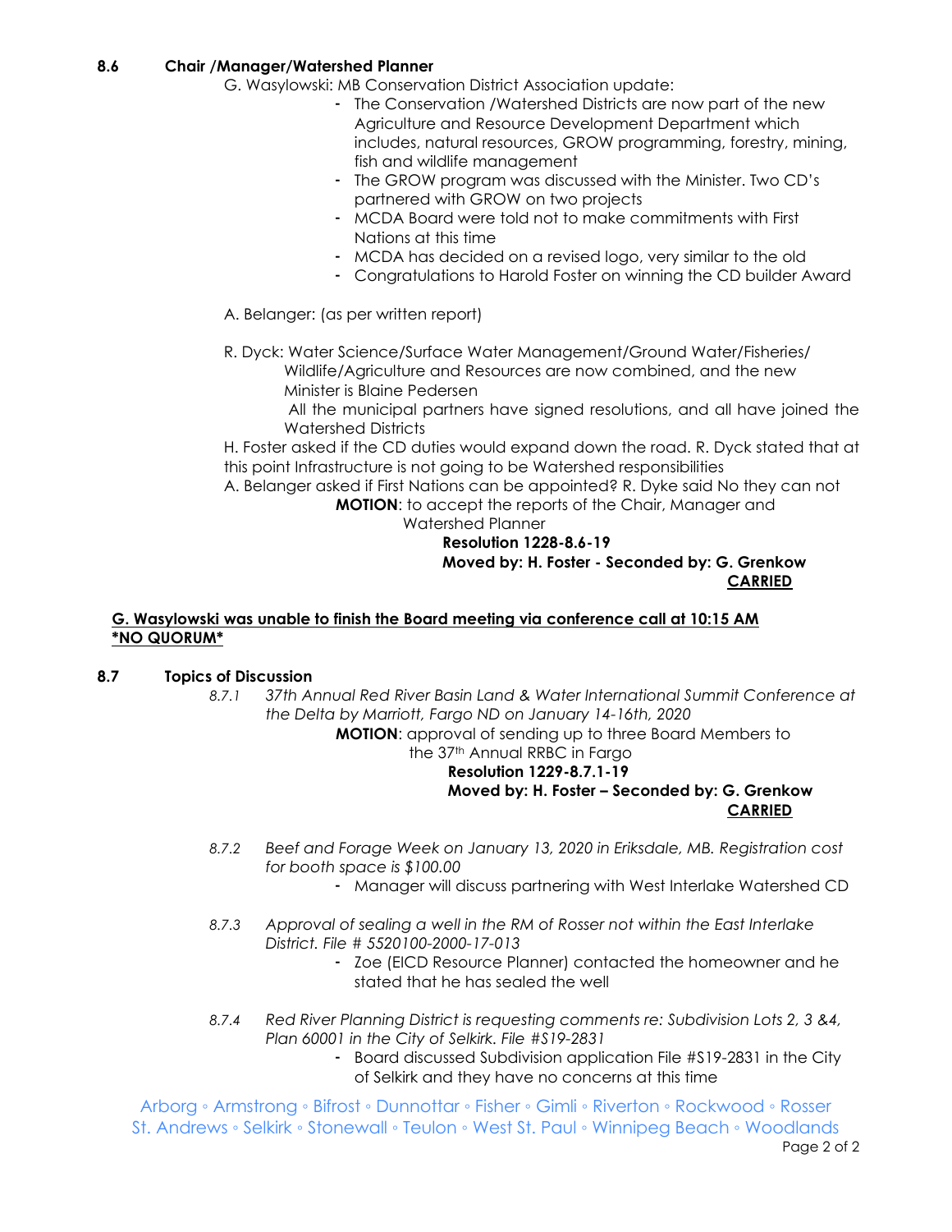### 8.6 Chair /Manager/Watershed Planner

G. Wasylowski: MB Conservation District Association update:

- The Conservation /Watershed Districts are now part of the new Agriculture and Resource Development Department which includes, natural resources, GROW programming, forestry, mining, fish and wildlife management
- The GROW program was discussed with the Minister. Two CD's partnered with GROW on two projects
- MCDA Board were told not to make commitments with First Nations at this time
- MCDA has decided on a revised logo, very similar to the old
- Congratulations to Harold Foster on winning the CD builder Award

A. Belanger: (as per written report)

R. Dyck: Water Science/Surface Water Management/Ground Water/Fisheries/ Wildlife/Agriculture and Resources are now combined, and the new Minister is Blaine Pedersen
All the municipal partners have signed resolutions, and all have joined the Watershed Districts

H. Foster asked if the CD duties would expand down the road. R. Dyck stated that at this point Infrastructure is not going to be Watershed responsibilities

A. Belanger asked if First Nations can be appointed? R. Dyke said No they can not

**MOTION**: to accept the reports of the Chair, Manager and Watershed Planner

**Resolution 1228-8.6-19**
**Moved by: H. Foster - Seconded by: G. Grenkow**
**CARRIED**

**G. Wasylowski was unable to finish the Board meeting via conference call at 10:15 AM \*NO QUORUM\***

### 8.7 Topics of Discussion

*8.7.1 37th Annual Red River Basin Land & Water International Summit Conference at the Delta by Marriott, Fargo ND on January 14-16th, 2020*

**MOTION**: approval of sending up to three Board Members to the 37th Annual RRBC in Fargo

**Resolution 1229-8.7.1-19**
**Moved by: H. Foster – Seconded by: G. Grenkow**
**CARRIED**

*8.7.2 Beef and Forage Week on January 13, 2020 in Eriksdale, MB. Registration cost for booth space is $100.00*

- Manager will discuss partnering with West Interlake Watershed CD

*8.7.3 Approval of sealing a well in the RM of Rosser not within the East Interlake District. File # 5520100-2000-17-013*

- Zoe (EICD Resource Planner) contacted the homeowner and he stated that he has sealed the well

*8.7.4 Red River Planning District is requesting comments re: Subdivision Lots 2, 3 &4, Plan 60001 in the City of Selkirk. File #S19-2831*

- Board discussed Subdivision application File #S19-2831 in the City of Selkirk and they have no concerns at this time

Arborg ◦ Armstrong ◦ Bifrost ◦ Dunnottar ◦ Fisher ◦ Gimli ◦ Riverton ◦ Rockwood ◦ Rosser
St. Andrews ◦ Selkirk ◦ Stonewall ◦ Teulon ◦ West St. Paul ◦ Winnipeg Beach ◦ Woodlands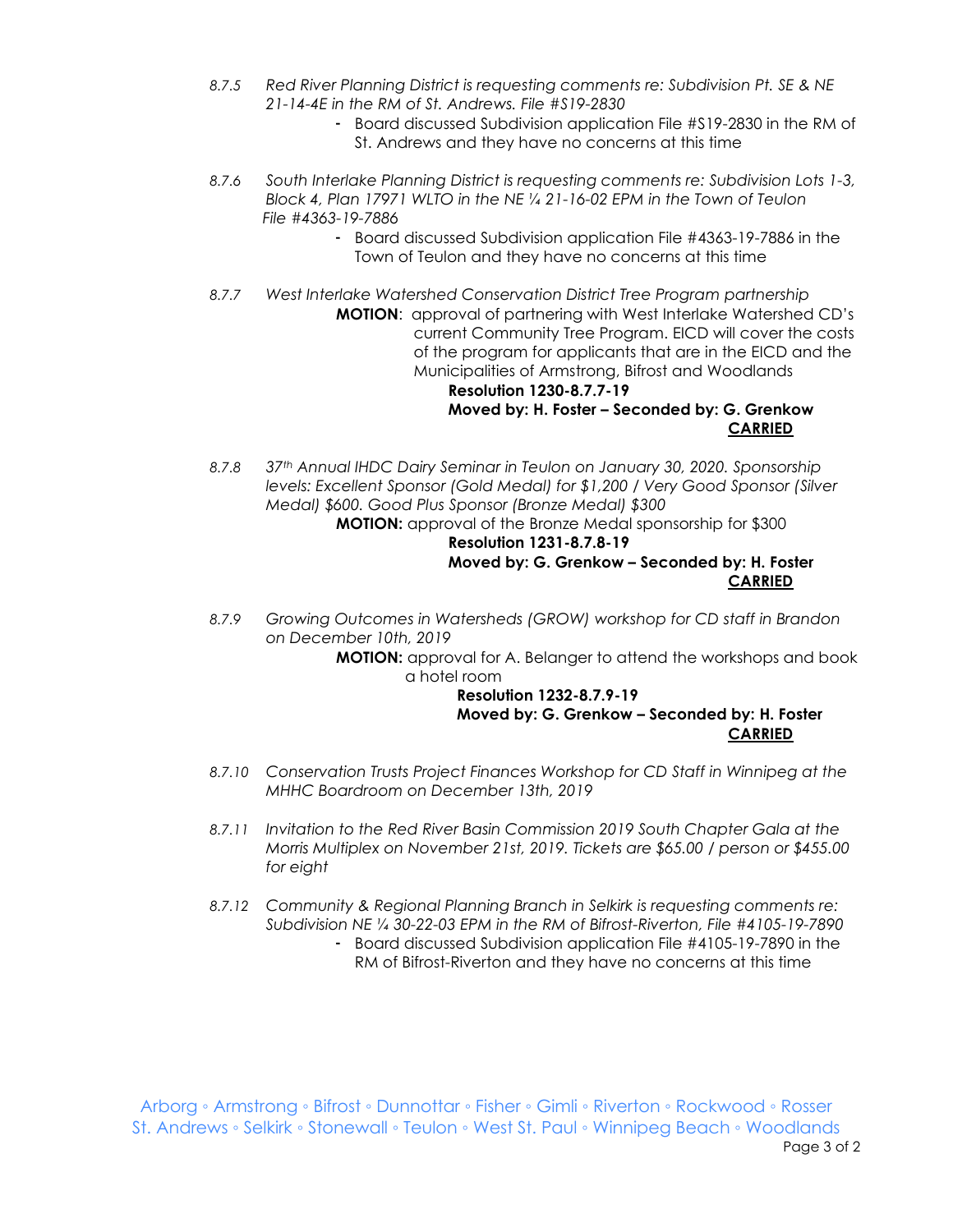*8.7.5 Red River Planning District is requesting comments re: Subdivision Pt. SE & NE 21-14-4E in the RM of St. Andrews. File #S19-2830*

- Board discussed Subdivision application File #S19-2830 in the RM of St. Andrews and they have no concerns at this time

*8.7.6 South Interlake Planning District is requesting comments re: Subdivision Lots 1-3, Block 4, Plan 17971 WLTO in the NE ¼ 21-16-02 EPM in the Town of Teulon File #4363-19-7886*

- Board discussed Subdivision application File #4363-19-7886 in the Town of Teulon and they have no concerns at this time

*8.7.7 West Interlake Watershed Conservation District Tree Program partnership*

**MOTION**: approval of partnering with West Interlake Watershed CD's current Community Tree Program. EICD will cover the costs of the program for applicants that are in the EICD and the Municipalities of Armstrong, Bifrost and Woodlands

**Resolution 1230-8.7.7-19**
**Moved by: H. Foster – Seconded by: G. Grenkow**
**CARRIED**

*8.7.8 37th Annual IHDC Dairy Seminar in Teulon on January 30, 2020. Sponsorship levels: Excellent Sponsor (Gold Medal) for $1,200 / Very Good Sponsor (Silver Medal) $600. Good Plus Sponsor (Bronze Medal) $300*

**MOTION:** approval of the Bronze Medal sponsorship for $300

**Resolution 1231-8.7.8-19**
**Moved by: G. Grenkow – Seconded by: H. Foster**
**CARRIED**

*8.7.9 Growing Outcomes in Watersheds (GROW) workshop for CD staff in Brandon on December 10th, 2019*

**MOTION:** approval for A. Belanger to attend the workshops and book a hotel room

**Resolution 1232-8.7.9-19**
**Moved by: G. Grenkow – Seconded by: H. Foster**
**CARRIED**

*8.7.10 Conservation Trusts Project Finances Workshop for CD Staff in Winnipeg at the MHHC Boardroom on December 13th, 2019*

*8.7.11 Invitation to the Red River Basin Commission 2019 South Chapter Gala at the Morris Multiplex on November 21st, 2019. Tickets are $65.00 / person or $455.00 for eight*

*8.7.12 Community & Regional Planning Branch in Selkirk is requesting comments re: Subdivision NE ¼ 30-22-03 EPM in the RM of Bifrost-Riverton, File #4105-19-7890*

- Board discussed Subdivision application File #4105-19-7890 in the RM of Bifrost-Riverton and they have no concerns at this time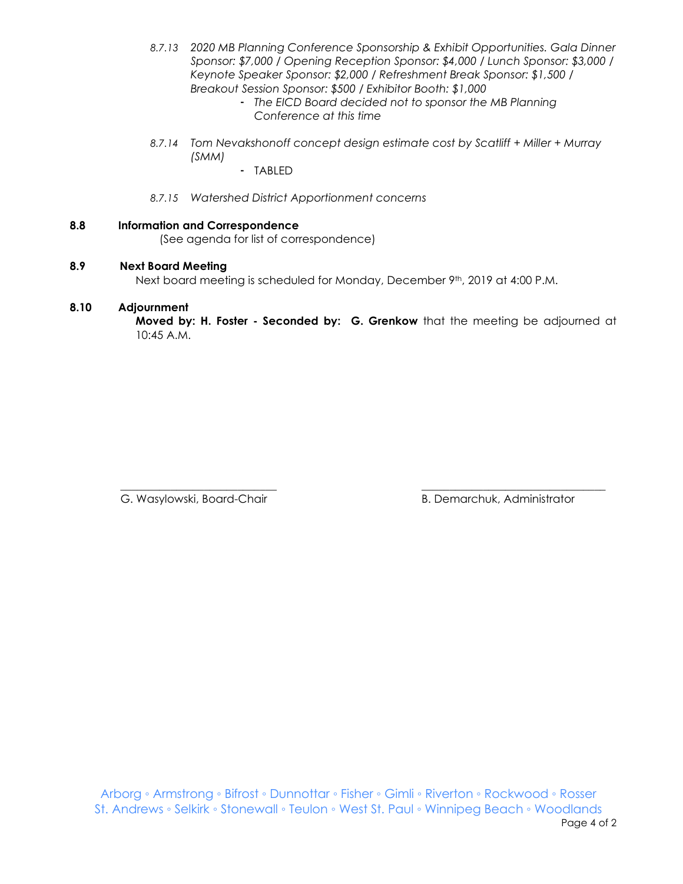*8.7.13 2020 MB Planning Conference Sponsorship & Exhibit Opportunities. Gala Dinner Sponsor: $7,000 / Opening Reception Sponsor: $4,000 / Lunch Sponsor: $3,000 / Keynote Speaker Sponsor: $2,000 / Refreshment Break Sponsor: $1,500 / Breakout Session Sponsor: $500 / Exhibitor Booth: $1,000*

- *The EICD Board decided not to sponsor the MB Planning Conference at this time*

*8.7.14 Tom Nevakshonoff concept design estimate cost by Scatliff + Miller + Murray (SMM)*

- TABLED

*8.7.15 Watershed District Apportionment concerns*

**8.8 Information and Correspondence**

(See agenda for list of correspondence)

**8.9 Next Board Meeting**

Next board meeting is scheduled for Monday, December 9th, 2019 at 4:00 P.M.

**8.10 Adjournment**

**Moved by: H. Foster - Seconded by: G. Grenkow** that the meeting be adjourned at 10:45 A.M.

\_\_\_\_\_\_\_\_\_\_\_\_\_\_\_\_\_\_\_\_\_\_\_\_\_\_\_\_
G. Wasylowski, Board-Chair

\_\_\_\_\_\_\_\_\_\_\_\_\_\_\_\_\_\_\_\_\_\_\_\_\_\_\_\_
B. Demarchuk, Administrator

Arborg ◦ Armstrong ◦ Bifrost ◦ Dunnottar ◦ Fisher ◦ Gimli ◦ Riverton ◦ Rockwood ◦ Rosser
St. Andrews ◦ Selkirk ◦ Stonewall ◦ Teulon ◦ West St. Paul ◦ Winnipeg Beach ◦ Woodlands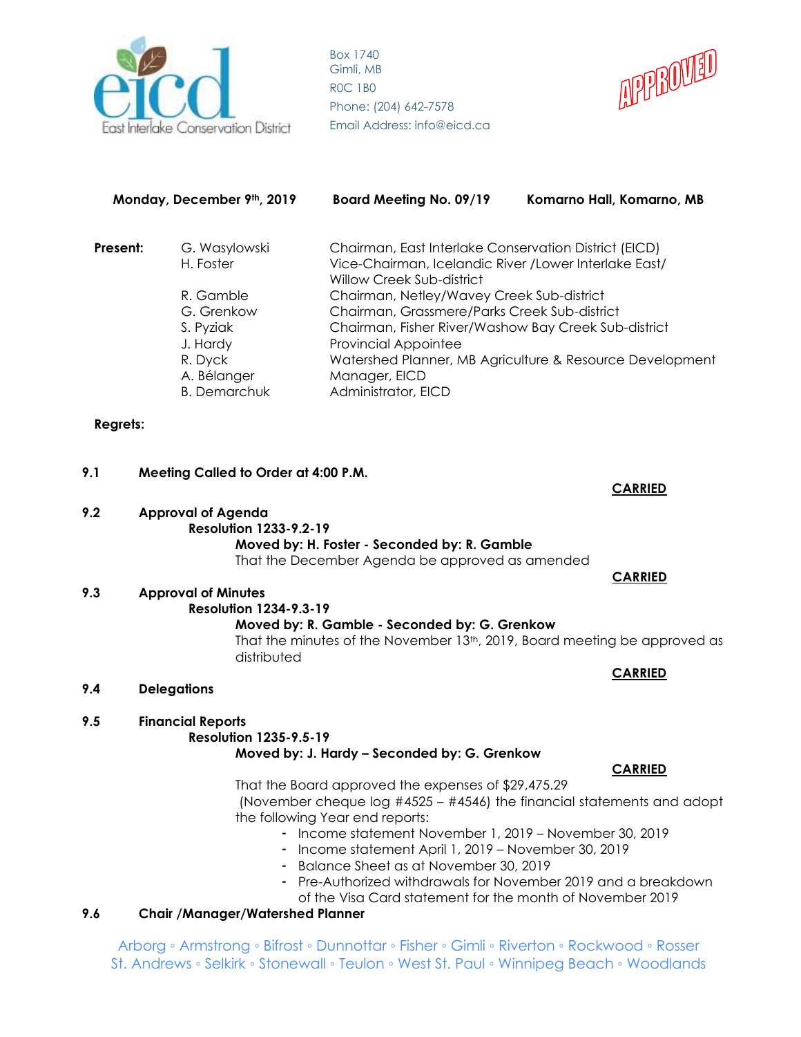East Interlake Conservation District

Box 1740
Gimli, MB
R0C 1B0
Phone: (204) 642-7578
Email Address: info@eicd.ca

APPROVED

**Monday, December 9th, 2019** **Board Meeting No. 09/19** **Komarno Hall, Komarno, MB**

| **Present:** | | |
|---|---|---|
| | G. Wasylowski | Chairman, East Interlake Conservation District (EICD) |
| | H. Foster | Vice-Chairman, Icelandic River /Lower Interlake East/ Willow Creek Sub-district |
| | R. Gamble | Chairman, Netley/Wavey Creek Sub-district |
| | G. Grenkow | Chairman, Grassmere/Parks Creek Sub-district |
| | S. Pyziak | Chairman, Fisher River/Washow Bay Creek Sub-district |
| | J. Hardy | Provincial Appointee |
| | R. Dyck | Watershed Planner, MB Agriculture & Resource Development |
| | A. Bélanger | Manager, EICD |
| | B. Demarchuk | Administrator, EICD |

**Regrets:**

**9.1 Meeting Called to Order at 4:00 P.M.**

**CARRIED**

**9.2 Approval of Agenda**

**Resolution 1233-9.2-19**

**Moved by: H. Foster - Seconded by: R. Gamble**

That the December Agenda be approved as amended

**CARRIED**

**9.3 Approval of Minutes**

**Resolution 1234-9.3-19**

**Moved by: R. Gamble - Seconded by: G. Grenkow**

That the minutes of the November 13th, 2019, Board meeting be approved as distributed

**CARRIED**

**9.4 Delegations**

**9.5 Financial Reports**

**Resolution 1235-9.5-19**

**Moved by: J. Hardy – Seconded by: G. Grenkow**

**CARRIED**

That the Board approved the expenses of $29,475.29 (November cheque log #4525 – #4546) the financial statements and adopt the following Year end reports:

- Income statement November 1, 2019 – November 30, 2019
- Income statement April 1, 2019 – November 30, 2019
- Balance Sheet as at November 30, 2019
- Pre-Authorized withdrawals for November 2019 and a breakdown of the Visa Card statement for the month of November 2019

**9.6 Chair /Manager/Watershed Planner**

Arborg ◦ Armstrong ◦ Bifrost ◦ Dunnottar ◦ Fisher ◦ Gimli ◦ Riverton ◦ Rockwood ◦ Rosser
St. Andrews ◦ Selkirk ◦ Stonewall ◦ Teulon ◦ West St. Paul ◦ Winnipeg Beach ◦ Woodlands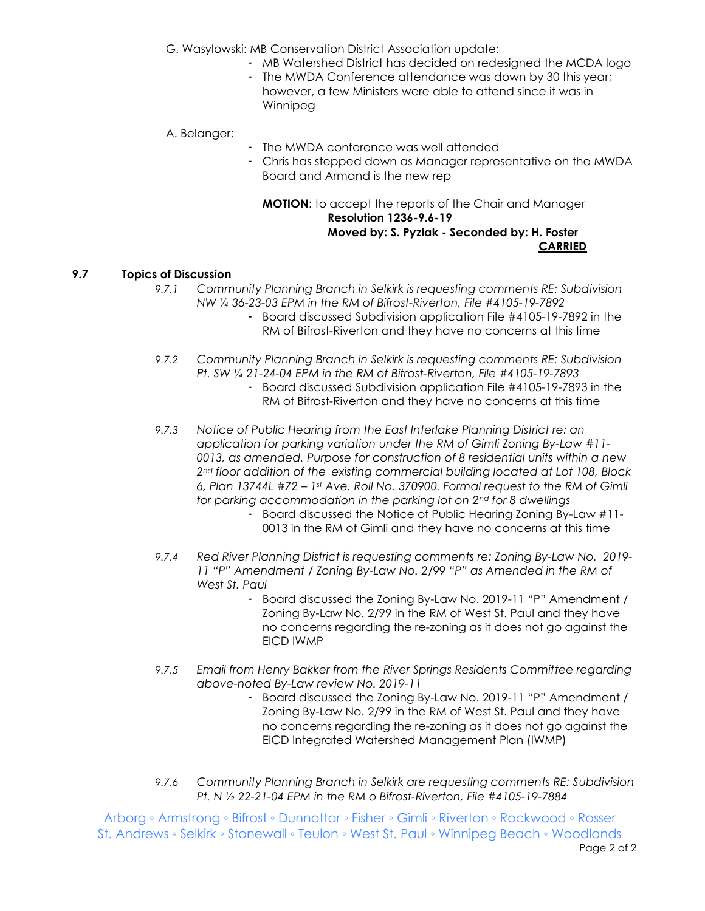G. Wasylowski: MB Conservation District Association update:

- MB Watershed District has decided on redesigned the MCDA logo
- The MWDA Conference attendance was down by 30 this year; however, a few Ministers were able to attend since it was in Winnipeg

A. Belanger:

- The MWDA conference was well attended
- Chris has stepped down as Manager representative on the MWDA Board and Armand is the new rep

**MOTION**: to accept the reports of the Chair and Manager
**Resolution 1236-9.6-19**
**Moved by: S. Pyziak - Seconded by: H. Foster**
**CARRIED**

### 9.7 Topics of Discussion

*9.7.1 Community Planning Branch in Selkirk is requesting comments RE: Subdivision NW ¼ 36-23-03 EPM in the RM of Bifrost-Riverton, File #4105-19-7892*

- Board discussed Subdivision application File #4105-19-7892 in the RM of Bifrost-Riverton and they have no concerns at this time

*9.7.2 Community Planning Branch in Selkirk is requesting comments RE: Subdivision Pt. SW ¼ 21-24-04 EPM in the RM of Bifrost-Riverton, File #4105-19-7893*

- Board discussed Subdivision application File #4105-19-7893 in the RM of Bifrost-Riverton and they have no concerns at this time

*9.7.3 Notice of Public Hearing from the East Interlake Planning District re: an application for parking variation under the RM of Gimli Zoning By-Law #11-0013, as amended. Purpose for construction of 8 residential units within a new 2nd floor addition of the existing commercial building located at Lot 108, Block 6, Plan 13744L #72 – 1st Ave. Roll No. 370900. Formal request to the RM of Gimli for parking accommodation in the parking lot on 2nd for 8 dwellings*

- Board discussed the Notice of Public Hearing Zoning By-Law #11-0013 in the RM of Gimli and they have no concerns at this time

*9.7.4 Red River Planning District is requesting comments re: Zoning By-Law No. 2019-11 "P" Amendment / Zoning By-Law No. 2/99 "P" as Amended in the RM of West St. Paul*

- Board discussed the Zoning By-Law No. 2019-11 "P" Amendment / Zoning By-Law No. 2/99 in the RM of West St. Paul and they have no concerns regarding the re-zoning as it does not go against the EICD IWMP

*9.7.5 Email from Henry Bakker from the River Springs Residents Committee regarding above-noted By-Law review No. 2019-11*

- Board discussed the Zoning By-Law No. 2019-11 "P" Amendment / Zoning By-Law No. 2/99 in the RM of West St. Paul and they have no concerns regarding the re-zoning as it does not go against the EICD Integrated Watershed Management Plan (IWMP)

*9.7.6 Community Planning Branch in Selkirk are requesting comments RE: Subdivision Pt. N ½ 22-21-04 EPM in the RM o Bifrost-Riverton, File #4105-19-7884*

Arborg ◦ Armstrong ◦ Bifrost ◦ Dunnottar ◦ Fisher ◦ Gimli ◦ Riverton ◦ Rockwood ◦ Rosser
St. Andrews ◦ Selkirk ◦ Stonewall ◦ Teulon ◦ West St. Paul ◦ Winnipeg Beach ◦ Woodlands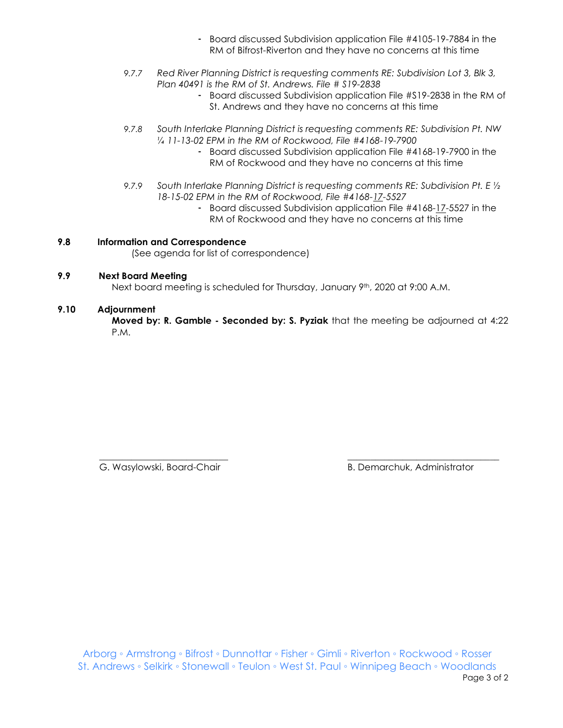- Board discussed Subdivision application File #4105-19-7884 in the RM of Bifrost-Riverton and they have no concerns at this time

*9.7.7 Red River Planning District is requesting comments RE: Subdivision Lot 3, Blk 3, Plan 40491 is the RM of St. Andrews. File # S19-2838*

- Board discussed Subdivision application File #S19-2838 in the RM of St. Andrews and they have no concerns at this time

*9.7.8 South Interlake Planning District is requesting comments RE: Subdivision Pt. NW ¼ 11-13-02 EPM in the RM of Rockwood, File #4168-19-7900*

- Board discussed Subdivision application File #4168-19-7900 in the RM of Rockwood and they have no concerns at this time

*9.7.9 South Interlake Planning District is requesting comments RE: Subdivision Pt. E ½ 18-15-02 EPM in the RM of Rockwood, File #4168-17-5527*

- Board discussed Subdivision application File #4168-17-5527 in the RM of Rockwood and they have no concerns at this time

**9.8 Information and Correspondence**

(See agenda for list of correspondence)

**9.9 Next Board Meeting**

Next board meeting is scheduled for Thursday, January 9th, 2020 at 9:00 A.M.

**9.10 Adjournment**

**Moved by: R. Gamble - Seconded by: S. Pyziak** that the meeting be adjourned at 4:22 P.M.

\_\_\_\_\_\_\_\_\_\_\_\_\_\_\_\_\_\_\_\_\_\_\_\_\_\_\_\_
G. Wasylowski, Board-Chair

\_\_\_\_\_\_\_\_\_\_\_\_\_\_\_\_\_\_\_\_\_\_\_\_\_\_\_\_
B. Demarchuk, Administrator

Arborg ◦ Armstrong ◦ Bifrost ◦ Dunnottar ◦ Fisher ◦ Gimli ◦ Riverton ◦ Rockwood ◦ Rosser
St. Andrews ◦ Selkirk ◦ Stonewall ◦ Teulon ◦ West St. Paul ◦ Winnipeg Beach ◦ Woodlands